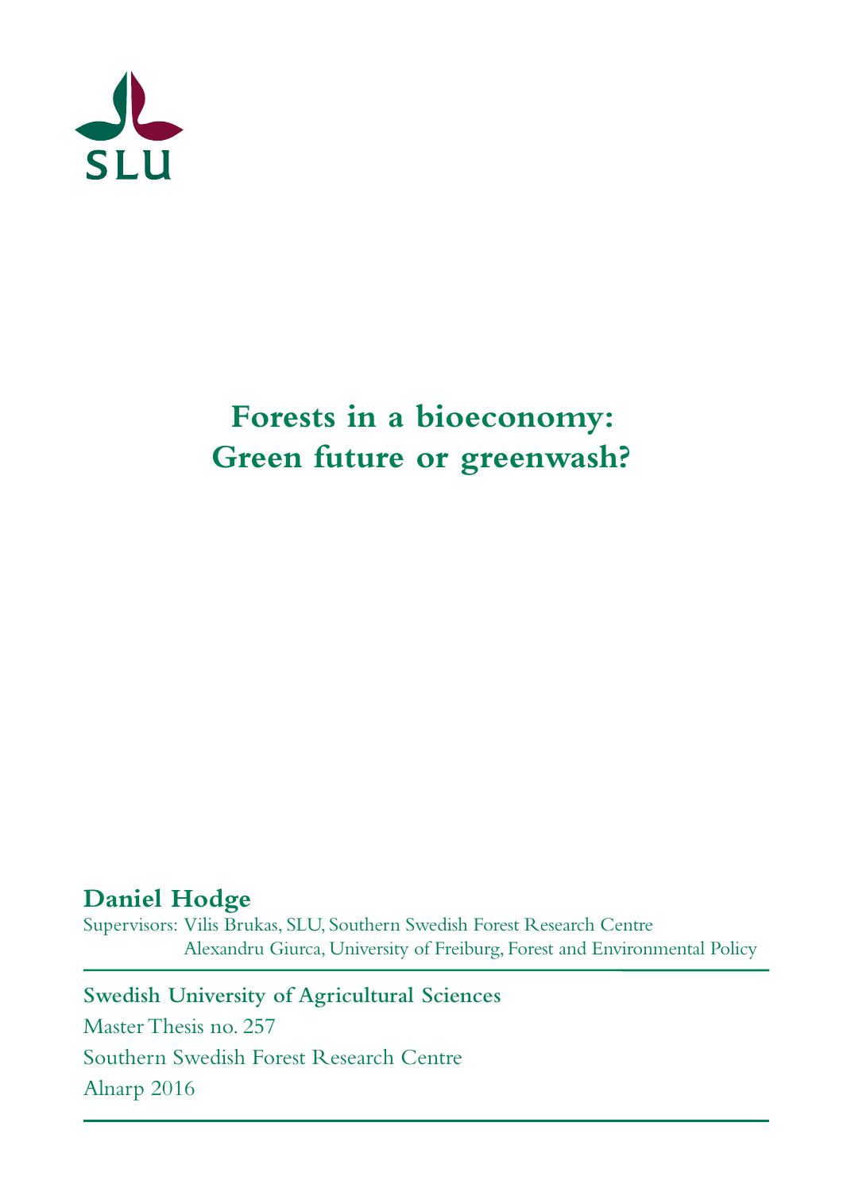SLU

# Forests in a bioeconomy: Green future or greenwash?

**Daniel Hodge**

Supervisors: Vilis Brukas, SLU, Southern Swedish Forest Research Centre
Alexandru Giurca, University of Freiburg, Forest and Environmental Policy

**Swedish University of Agricultural Sciences**

Master Thesis no. 257

Southern Swedish Forest Research Centre

Alnarp 2016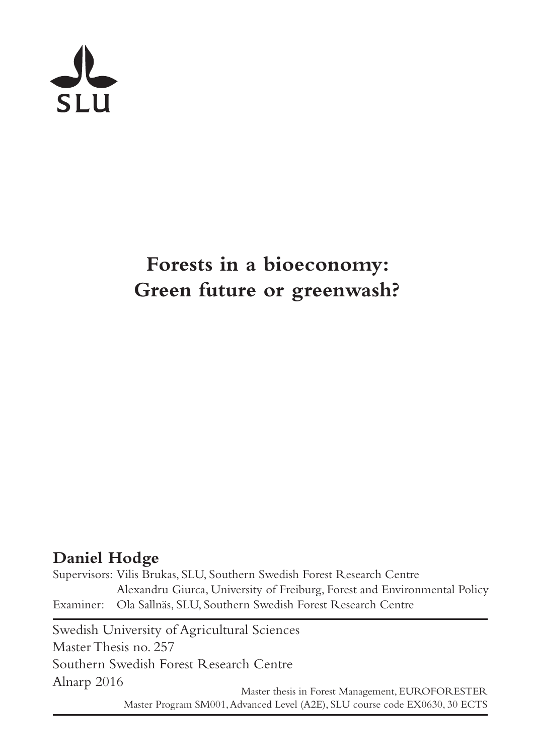SLU

# Forests in a bioeconomy: Green future or greenwash?

**Daniel Hodge**

Supervisors: Vilis Brukas, SLU, Southern Swedish Forest Research Centre
Alexandru Giurca, University of Freiburg, Forest and Environmental Policy
Examiner: Ola Sallnäs, SLU, Southern Swedish Forest Research Centre

Swedish University of Agricultural Sciences
Master Thesis no. 257
Southern Swedish Forest Research Centre
Alnarp 2016

Master thesis in Forest Management, EUROFORESTER
Master Program SM001, Advanced Level (A2E), SLU course code EX0630, 30 ECTS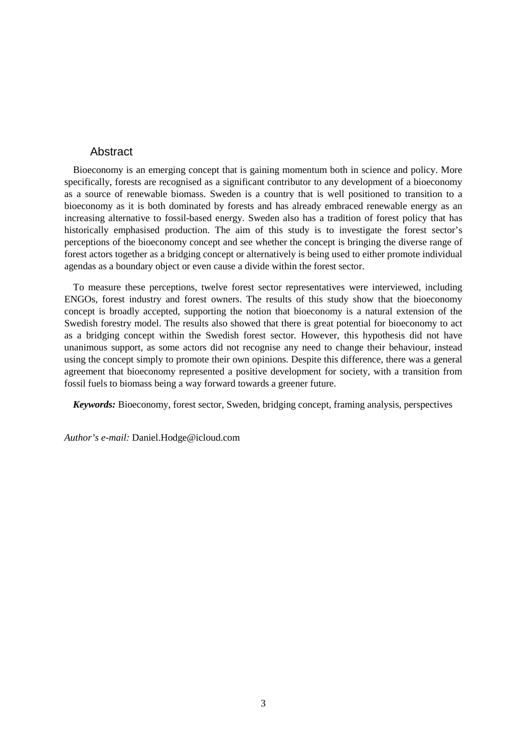## Abstract

Bioeconomy is an emerging concept that is gaining momentum both in science and policy. More specifically, forests are recognised as a significant contributor to any development of a bioeconomy as a source of renewable biomass. Sweden is a country that is well positioned to transition to a bioeconomy as it is both dominated by forests and has already embraced renewable energy as an increasing alternative to fossil-based energy. Sweden also has a tradition of forest policy that has historically emphasised production. The aim of this study is to investigate the forest sector's perceptions of the bioeconomy concept and see whether the concept is bringing the diverse range of forest actors together as a bridging concept or alternatively is being used to either promote individual agendas as a boundary object or even cause a divide within the forest sector.

To measure these perceptions, twelve forest sector representatives were interviewed, including ENGOs, forest industry and forest owners. The results of this study show that the bioeconomy concept is broadly accepted, supporting the notion that bioeconomy is a natural extension of the Swedish forestry model. The results also showed that there is great potential for bioeconomy to act as a bridging concept within the Swedish forest sector. However, this hypothesis did not have unanimous support, as some actors did not recognise any need to change their behaviour, instead using the concept simply to promote their own opinions. Despite this difference, there was a general agreement that bioeconomy represented a positive development for society, with a transition from fossil fuels to biomass being a way forward towards a greener future.

***Keywords:*** Bioeconomy, forest sector, Sweden, bridging concept, framing analysis, perspectives

*Author's e-mail:* Daniel.Hodge@icloud.com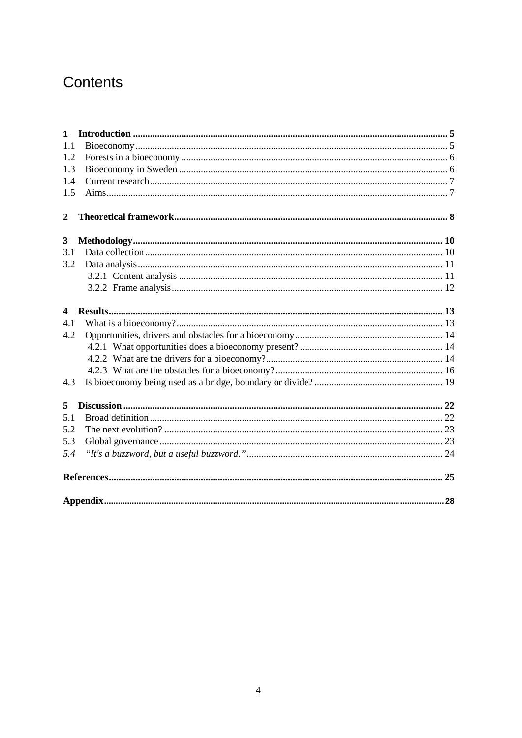# Contents

**1 Introduction** .......... **5**
1.1 Bioeconomy .......... 5
1.2 Forests in a bioeconomy .......... 6
1.3 Bioeconomy in Sweden .......... 6
1.4 Current research .......... 7
1.5 Aims .......... 7

**2 Theoretical framework** .......... **8**

**3 Methodology** .......... **10**
3.1 Data collection .......... 10
3.2 Data analysis .......... 11
3.2.1 Content analysis .......... 11
3.2.2 Frame analysis .......... 12

**4 Results** .......... **13**
4.1 What is a bioeconomy? .......... 13
4.2 Opportunities, drivers and obstacles for a bioeconomy .......... 14
4.2.1 What opportunities does a bioeconomy present? .......... 14
4.2.2 What are the drivers for a bioeconomy? .......... 14
4.2.3 What are the obstacles for a bioeconomy? .......... 16
4.3 Is bioeconomy being used as a bridge, boundary or divide? .......... 19

**5 Discussion** .......... **22**
5.1 Broad definition .......... 22
5.2 The next evolution? .......... 23
5.3 Global governance .......... 23
*5.4 "It's a buzzword, but a useful buzzword."* .......... 24

**References** .......... **25**

**Appendix** .......... **28**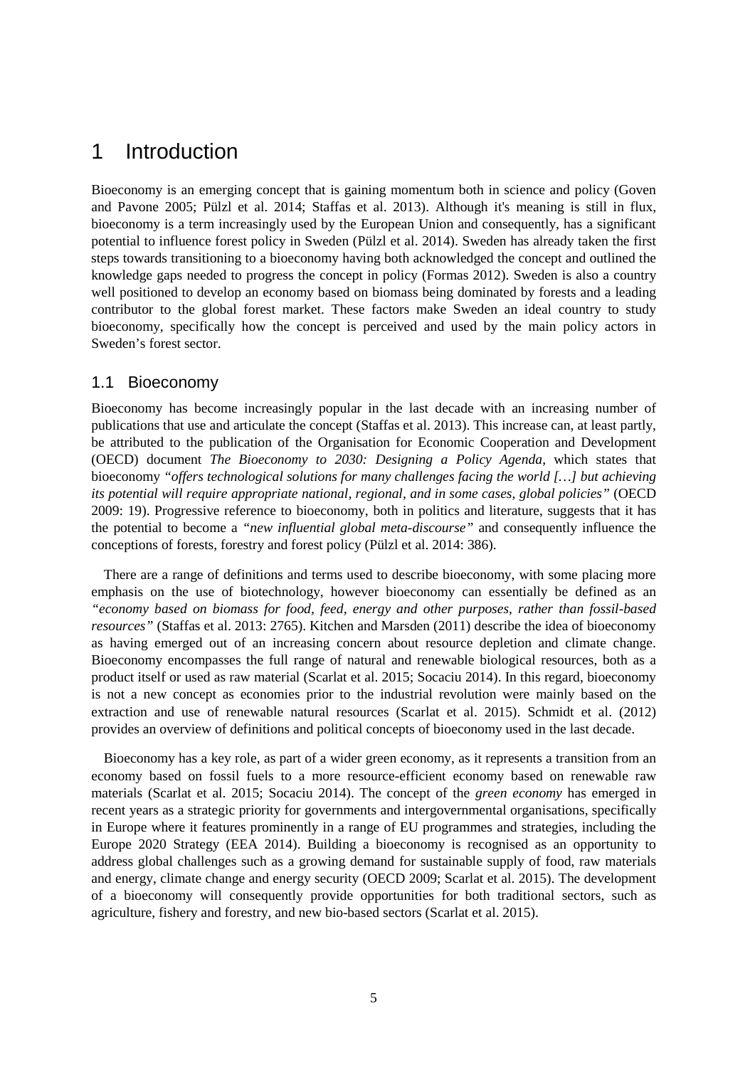# 1 Introduction

Bioeconomy is an emerging concept that is gaining momentum both in science and policy (Goven and Pavone 2005; Pülzl et al. 2014; Staffas et al. 2013). Although it's meaning is still in flux, bioeconomy is a term increasingly used by the European Union and consequently, has a significant potential to influence forest policy in Sweden (Pülzl et al. 2014). Sweden has already taken the first steps towards transitioning to a bioeconomy having both acknowledged the concept and outlined the knowledge gaps needed to progress the concept in policy (Formas 2012). Sweden is also a country well positioned to develop an economy based on biomass being dominated by forests and a leading contributor to the global forest market. These factors make Sweden an ideal country to study bioeconomy, specifically how the concept is perceived and used by the main policy actors in Sweden's forest sector.

## 1.1 Bioeconomy

Bioeconomy has become increasingly popular in the last decade with an increasing number of publications that use and articulate the concept (Staffas et al. 2013). This increase can, at least partly, be attributed to the publication of the Organisation for Economic Cooperation and Development (OECD) document *The Bioeconomy to 2030: Designing a Policy Agenda*, which states that bioeconomy *"offers technological solutions for many challenges facing the world […] but achieving its potential will require appropriate national, regional, and in some cases, global policies"* (OECD 2009: 19). Progressive reference to bioeconomy, both in politics and literature, suggests that it has the potential to become a *"new influential global meta-discourse"* and consequently influence the conceptions of forests, forestry and forest policy (Pülzl et al. 2014: 386).

There are a range of definitions and terms used to describe bioeconomy, with some placing more emphasis on the use of biotechnology, however bioeconomy can essentially be defined as an *"economy based on biomass for food, feed, energy and other purposes, rather than fossil-based resources"* (Staffas et al. 2013: 2765). Kitchen and Marsden (2011) describe the idea of bioeconomy as having emerged out of an increasing concern about resource depletion and climate change. Bioeconomy encompasses the full range of natural and renewable biological resources, both as a product itself or used as raw material (Scarlat et al. 2015; Socaciu 2014). In this regard, bioeconomy is not a new concept as economies prior to the industrial revolution were mainly based on the extraction and use of renewable natural resources (Scarlat et al. 2015). Schmidt et al. (2012) provides an overview of definitions and political concepts of bioeconomy used in the last decade.

Bioeconomy has a key role, as part of a wider green economy, as it represents a transition from an economy based on fossil fuels to a more resource-efficient economy based on renewable raw materials (Scarlat et al. 2015; Socaciu 2014). The concept of the *green economy* has emerged in recent years as a strategic priority for governments and intergovernmental organisations, specifically in Europe where it features prominently in a range of EU programmes and strategies, including the Europe 2020 Strategy (EEA 2014). Building a bioeconomy is recognised as an opportunity to address global challenges such as a growing demand for sustainable supply of food, raw materials and energy, climate change and energy security (OECD 2009; Scarlat et al. 2015). The development of a bioeconomy will consequently provide opportunities for both traditional sectors, such as agriculture, fishery and forestry, and new bio-based sectors (Scarlat et al. 2015).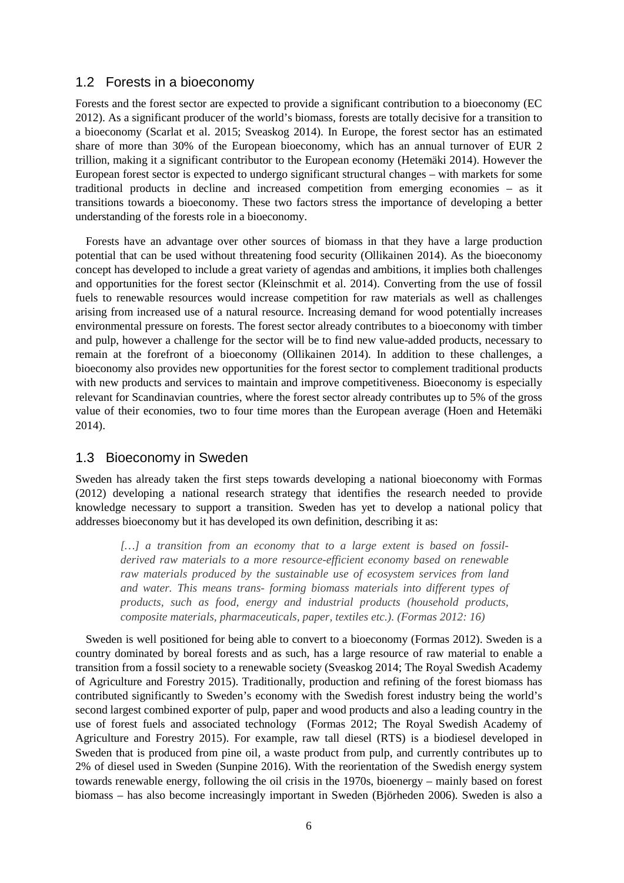## 1.2 Forests in a bioeconomy

Forests and the forest sector are expected to provide a significant contribution to a bioeconomy (EC 2012). As a significant producer of the world's biomass, forests are totally decisive for a transition to a bioeconomy (Scarlat et al. 2015; Sveaskog 2014). In Europe, the forest sector has an estimated share of more than 30% of the European bioeconomy, which has an annual turnover of EUR 2 trillion, making it a significant contributor to the European economy (Hetemäki 2014). However the European forest sector is expected to undergo significant structural changes – with markets for some traditional products in decline and increased competition from emerging economies – as it transitions towards a bioeconomy. These two factors stress the importance of developing a better understanding of the forests role in a bioeconomy.

Forests have an advantage over other sources of biomass in that they have a large production potential that can be used without threatening food security (Ollikainen 2014). As the bioeconomy concept has developed to include a great variety of agendas and ambitions, it implies both challenges and opportunities for the forest sector (Kleinschmit et al. 2014). Converting from the use of fossil fuels to renewable resources would increase competition for raw materials as well as challenges arising from increased use of a natural resource. Increasing demand for wood potentially increases environmental pressure on forests. The forest sector already contributes to a bioeconomy with timber and pulp, however a challenge for the sector will be to find new value-added products, necessary to remain at the forefront of a bioeconomy (Ollikainen 2014). In addition to these challenges, a bioeconomy also provides new opportunities for the forest sector to complement traditional products with new products and services to maintain and improve competitiveness. Bioeconomy is especially relevant for Scandinavian countries, where the forest sector already contributes up to 5% of the gross value of their economies, two to four time mores than the European average (Hoen and Hetemäki 2014).

## 1.3 Bioeconomy in Sweden

Sweden has already taken the first steps towards developing a national bioeconomy with Formas (2012) developing a national research strategy that identifies the research needed to provide knowledge necessary to support a transition. Sweden has yet to develop a national policy that addresses bioeconomy but it has developed its own definition, describing it as:

> *[…] a transition from an economy that to a large extent is based on fossil-derived raw materials to a more resource-efficient economy based on renewable raw materials produced by the sustainable use of ecosystem services from land and water. This means trans- forming biomass materials into different types of products, such as food, energy and industrial products (household products, composite materials, pharmaceuticals, paper, textiles etc.). (Formas 2012: 16)*

Sweden is well positioned for being able to convert to a bioeconomy (Formas 2012). Sweden is a country dominated by boreal forests and as such, has a large resource of raw material to enable a transition from a fossil society to a renewable society (Sveaskog 2014; The Royal Swedish Academy of Agriculture and Forestry 2015). Traditionally, production and refining of the forest biomass has contributed significantly to Sweden's economy with the Swedish forest industry being the world's second largest combined exporter of pulp, paper and wood products and also a leading country in the use of forest fuels and associated technology (Formas 2012; The Royal Swedish Academy of Agriculture and Forestry 2015). For example, raw tall diesel (RTS) is a biodiesel developed in Sweden that is produced from pine oil, a waste product from pulp, and currently contributes up to 2% of diesel used in Sweden (Sunpine 2016). With the reorientation of the Swedish energy system towards renewable energy, following the oil crisis in the 1970s, bioenergy – mainly based on forest biomass – has also become increasingly important in Sweden (Björheden 2006). Sweden is also a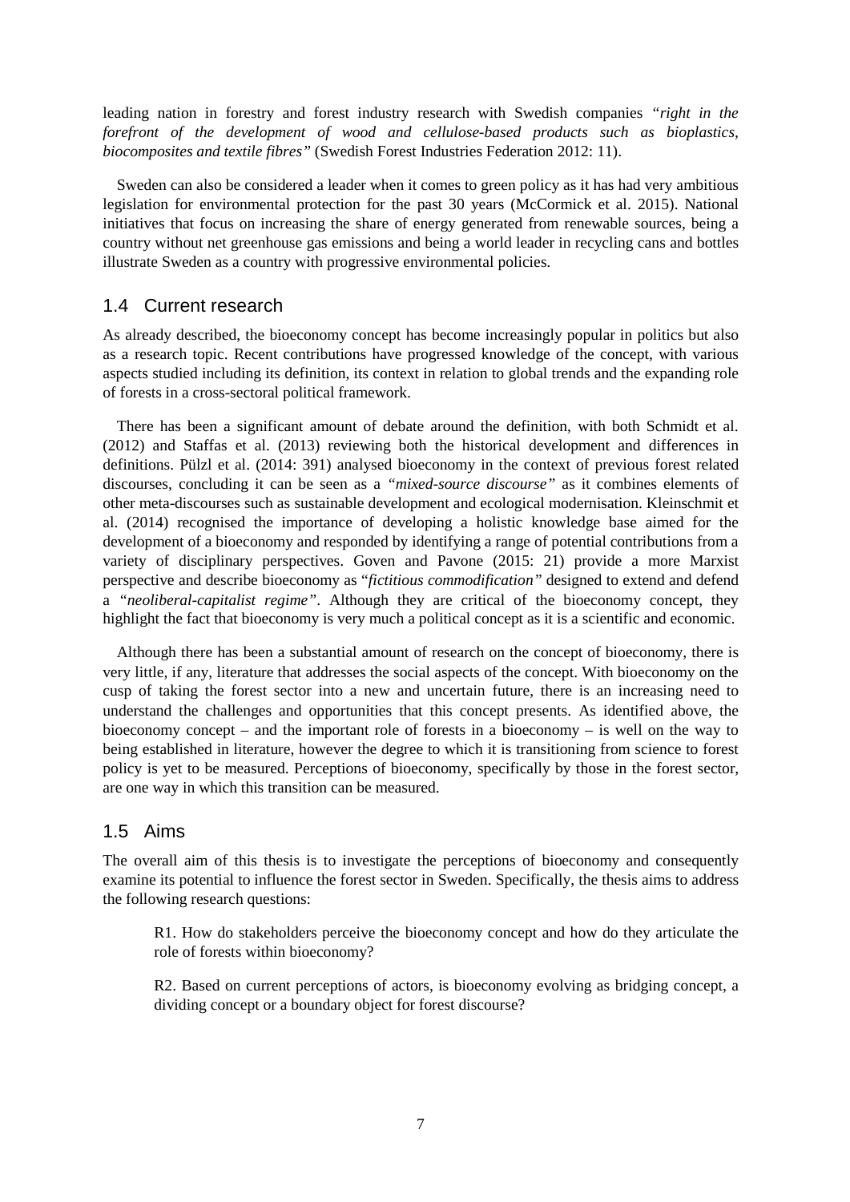leading nation in forestry and forest industry research with Swedish companies *"right in the forefront of the development of wood and cellulose-based products such as bioplastics, biocomposites and textile fibres"* (Swedish Forest Industries Federation 2012: 11).

Sweden can also be considered a leader when it comes to green policy as it has had very ambitious legislation for environmental protection for the past 30 years (McCormick et al. 2015). National initiatives that focus on increasing the share of energy generated from renewable sources, being a country without net greenhouse gas emissions and being a world leader in recycling cans and bottles illustrate Sweden as a country with progressive environmental policies.

## 1.4 Current research

As already described, the bioeconomy concept has become increasingly popular in politics but also as a research topic. Recent contributions have progressed knowledge of the concept, with various aspects studied including its definition, its context in relation to global trends and the expanding role of forests in a cross-sectoral political framework.

There has been a significant amount of debate around the definition, with both Schmidt et al. (2012) and Staffas et al. (2013) reviewing both the historical development and differences in definitions. Pülzl et al. (2014: 391) analysed bioeconomy in the context of previous forest related discourses, concluding it can be seen as a *"mixed-source discourse"* as it combines elements of other meta-discourses such as sustainable development and ecological modernisation. Kleinschmit et al. (2014) recognised the importance of developing a holistic knowledge base aimed for the development of a bioeconomy and responded by identifying a range of potential contributions from a variety of disciplinary perspectives. Goven and Pavone (2015: 21) provide a more Marxist perspective and describe bioeconomy as "*fictitious commodification"* designed to extend and defend a *"neoliberal-capitalist regime"*. Although they are critical of the bioeconomy concept, they highlight the fact that bioeconomy is very much a political concept as it is a scientific and economic.

Although there has been a substantial amount of research on the concept of bioeconomy, there is very little, if any, literature that addresses the social aspects of the concept. With bioeconomy on the cusp of taking the forest sector into a new and uncertain future, there is an increasing need to understand the challenges and opportunities that this concept presents. As identified above, the bioeconomy concept – and the important role of forests in a bioeconomy – is well on the way to being established in literature, however the degree to which it is transitioning from science to forest policy is yet to be measured. Perceptions of bioeconomy, specifically by those in the forest sector, are one way in which this transition can be measured.

## 1.5 Aims

The overall aim of this thesis is to investigate the perceptions of bioeconomy and consequently examine its potential to influence the forest sector in Sweden. Specifically, the thesis aims to address the following research questions:

> R1. How do stakeholders perceive the bioeconomy concept and how do they articulate the role of forests within bioeconomy?
>
> R2. Based on current perceptions of actors, is bioeconomy evolving as bridging concept, a dividing concept or a boundary object for forest discourse?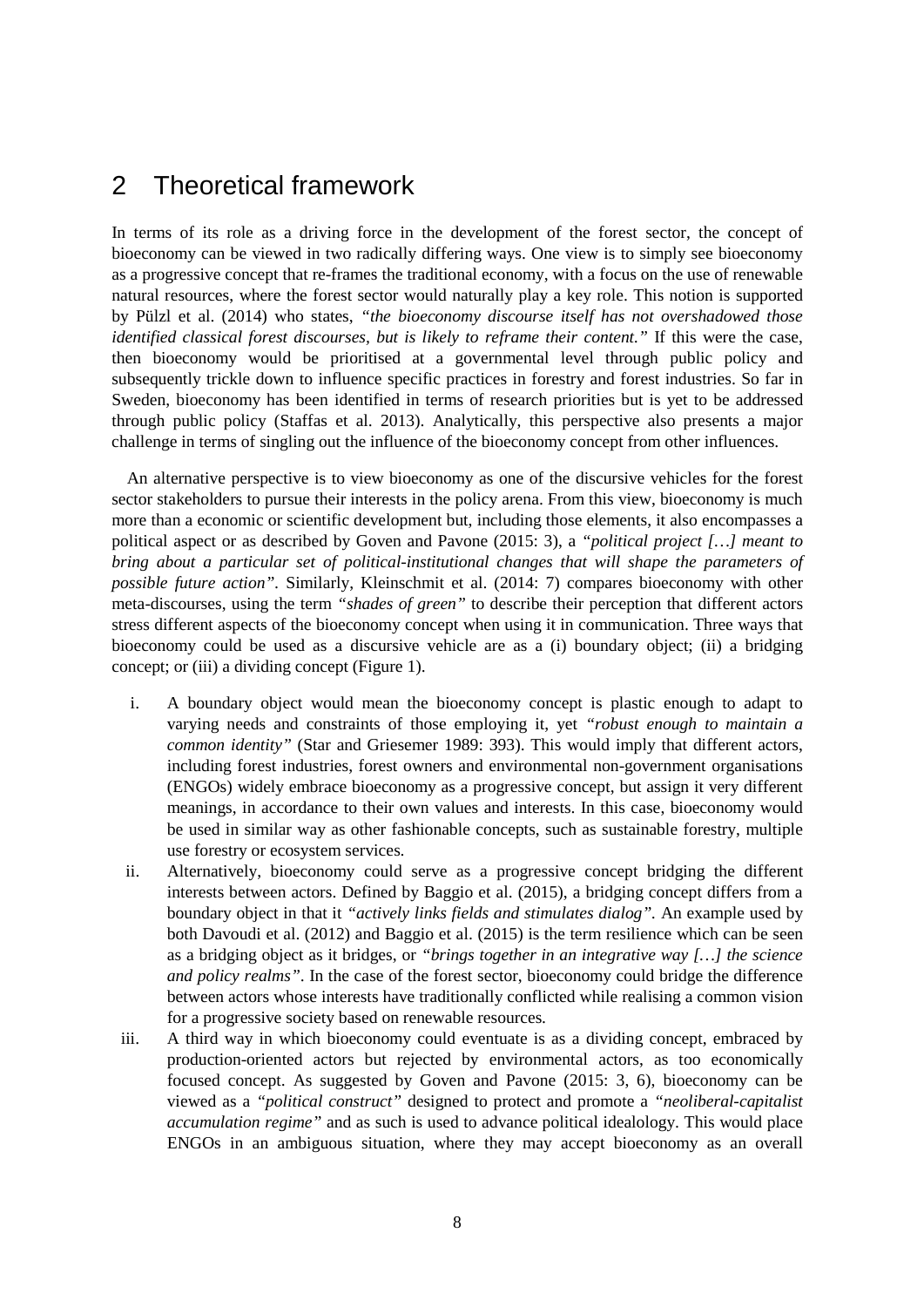# 2 Theoretical framework

In terms of its role as a driving force in the development of the forest sector, the concept of bioeconomy can be viewed in two radically differing ways. One view is to simply see bioeconomy as a progressive concept that re-frames the traditional economy, with a focus on the use of renewable natural resources, where the forest sector would naturally play a key role. This notion is supported by Pülzl et al. (2014) who states, *"the bioeconomy discourse itself has not overshadowed those identified classical forest discourses, but is likely to reframe their content."* If this were the case, then bioeconomy would be prioritised at a governmental level through public policy and subsequently trickle down to influence specific practices in forestry and forest industries. So far in Sweden, bioeconomy has been identified in terms of research priorities but is yet to be addressed through public policy (Staffas et al. 2013). Analytically, this perspective also presents a major challenge in terms of singling out the influence of the bioeconomy concept from other influences.

An alternative perspective is to view bioeconomy as one of the discursive vehicles for the forest sector stakeholders to pursue their interests in the policy arena. From this view, bioeconomy is much more than a economic or scientific development but, including those elements, it also encompasses a political aspect or as described by Goven and Pavone (2015: 3), a *"political project […] meant to bring about a particular set of political-institutional changes that will shape the parameters of possible future action"*. Similarly, Kleinschmit et al. (2014: 7) compares bioeconomy with other meta-discourses, using the term *"shades of green"* to describe their perception that different actors stress different aspects of the bioeconomy concept when using it in communication. Three ways that bioeconomy could be used as a discursive vehicle are as a (i) boundary object; (ii) a bridging concept; or (iii) a dividing concept (Figure 1).

i. A boundary object would mean the bioeconomy concept is plastic enough to adapt to varying needs and constraints of those employing it, yet *"robust enough to maintain a common identity"* (Star and Griesemer 1989: 393). This would imply that different actors, including forest industries, forest owners and environmental non-government organisations (ENGOs) widely embrace bioeconomy as a progressive concept, but assign it very different meanings, in accordance to their own values and interests. In this case, bioeconomy would be used in similar way as other fashionable concepts, such as sustainable forestry, multiple use forestry or ecosystem services.

ii. Alternatively, bioeconomy could serve as a progressive concept bridging the different interests between actors. Defined by Baggio et al. (2015), a bridging concept differs from a boundary object in that it *"actively links fields and stimulates dialog"*. An example used by both Davoudi et al. (2012) and Baggio et al. (2015) is the term resilience which can be seen as a bridging object as it bridges, or *"brings together in an integrative way […] the science and policy realms"*. In the case of the forest sector, bioeconomy could bridge the difference between actors whose interests have traditionally conflicted while realising a common vision for a progressive society based on renewable resources.

iii. A third way in which bioeconomy could eventuate is as a dividing concept, embraced by production-oriented actors but rejected by environmental actors, as too economically focused concept. As suggested by Goven and Pavone (2015: 3, 6), bioeconomy can be viewed as a *"political construct"* designed to protect and promote a *"neoliberal-capitalist accumulation regime"* and as such is used to advance political idealology. This would place ENGOs in an ambiguous situation, where they may accept bioeconomy as an overall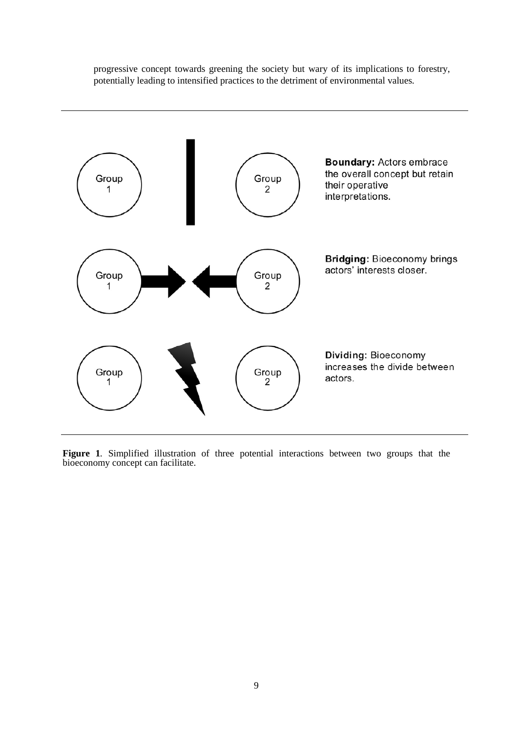progressive concept towards greening the society but wary of its implications to forestry, potentially leading to intensified practices to the detriment of environmental values.

**Boundary:** Actors embrace the overall concept but retain their operative interpretations.

**Bridging:** Bioeconomy brings actors' interests closer.

**Dividing:** Bioeconomy increases the divide between actors.

**Figure 1**. Simplified illustration of three potential interactions between two groups that the bioeconomy concept can facilitate.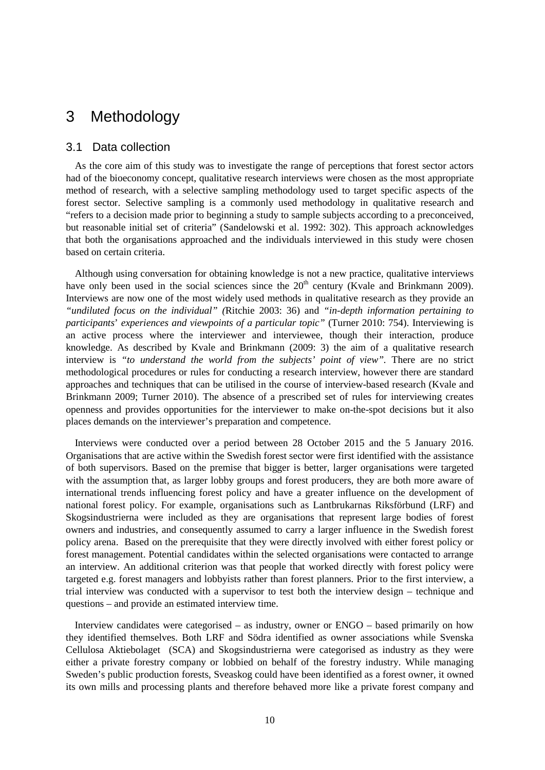# 3 Methodology

## 3.1 Data collection

As the core aim of this study was to investigate the range of perceptions that forest sector actors had of the bioeconomy concept, qualitative research interviews were chosen as the most appropriate method of research, with a selective sampling methodology used to target specific aspects of the forest sector. Selective sampling is a commonly used methodology in qualitative research and "refers to a decision made prior to beginning a study to sample subjects according to a preconceived, but reasonable initial set of criteria" (Sandelowski et al. 1992: 302). This approach acknowledges that both the organisations approached and the individuals interviewed in this study were chosen based on certain criteria.

Although using conversation for obtaining knowledge is not a new practice, qualitative interviews have only been used in the social sciences since the 20th century (Kvale and Brinkmann 2009). Interviews are now one of the most widely used methods in qualitative research as they provide an *"undiluted focus on the individual" (*Ritchie 2003: 36) and *"in-depth information pertaining to participants*' *experiences and viewpoints of a particular topic"* (Turner 2010: 754). Interviewing is an active process where the interviewer and interviewee, though their interaction, produce knowledge. As described by Kvale and Brinkmann (2009: 3) the aim of a qualitative research interview is *"to understand the world from the subjects' point of view"*. There are no strict methodological procedures or rules for conducting a research interview, however there are standard approaches and techniques that can be utilised in the course of interview-based research (Kvale and Brinkmann 2009; Turner 2010). The absence of a prescribed set of rules for interviewing creates openness and provides opportunities for the interviewer to make on-the-spot decisions but it also places demands on the interviewer's preparation and competence.

Interviews were conducted over a period between 28 October 2015 and the 5 January 2016. Organisations that are active within the Swedish forest sector were first identified with the assistance of both supervisors. Based on the premise that bigger is better, larger organisations were targeted with the assumption that, as larger lobby groups and forest producers, they are both more aware of international trends influencing forest policy and have a greater influence on the development of national forest policy. For example, organisations such as Lantbrukarnas Riksförbund (LRF) and Skogsindustrierna were included as they are organisations that represent large bodies of forest owners and industries, and consequently assumed to carry a larger influence in the Swedish forest policy arena. Based on the prerequisite that they were directly involved with either forest policy or forest management. Potential candidates within the selected organisations were contacted to arrange an interview. An additional criterion was that people that worked directly with forest policy were targeted e.g. forest managers and lobbyists rather than forest planners. Prior to the first interview, a trial interview was conducted with a supervisor to test both the interview design – technique and questions – and provide an estimated interview time.

Interview candidates were categorised – as industry, owner or ENGO – based primarily on how they identified themselves. Both LRF and Södra identified as owner associations while Svenska Cellulosa Aktiebolaget (SCA) and Skogsindustrierna were categorised as industry as they were either a private forestry company or lobbied on behalf of the forestry industry. While managing Sweden's public production forests, Sveaskog could have been identified as a forest owner, it owned its own mills and processing plants and therefore behaved more like a private forest company and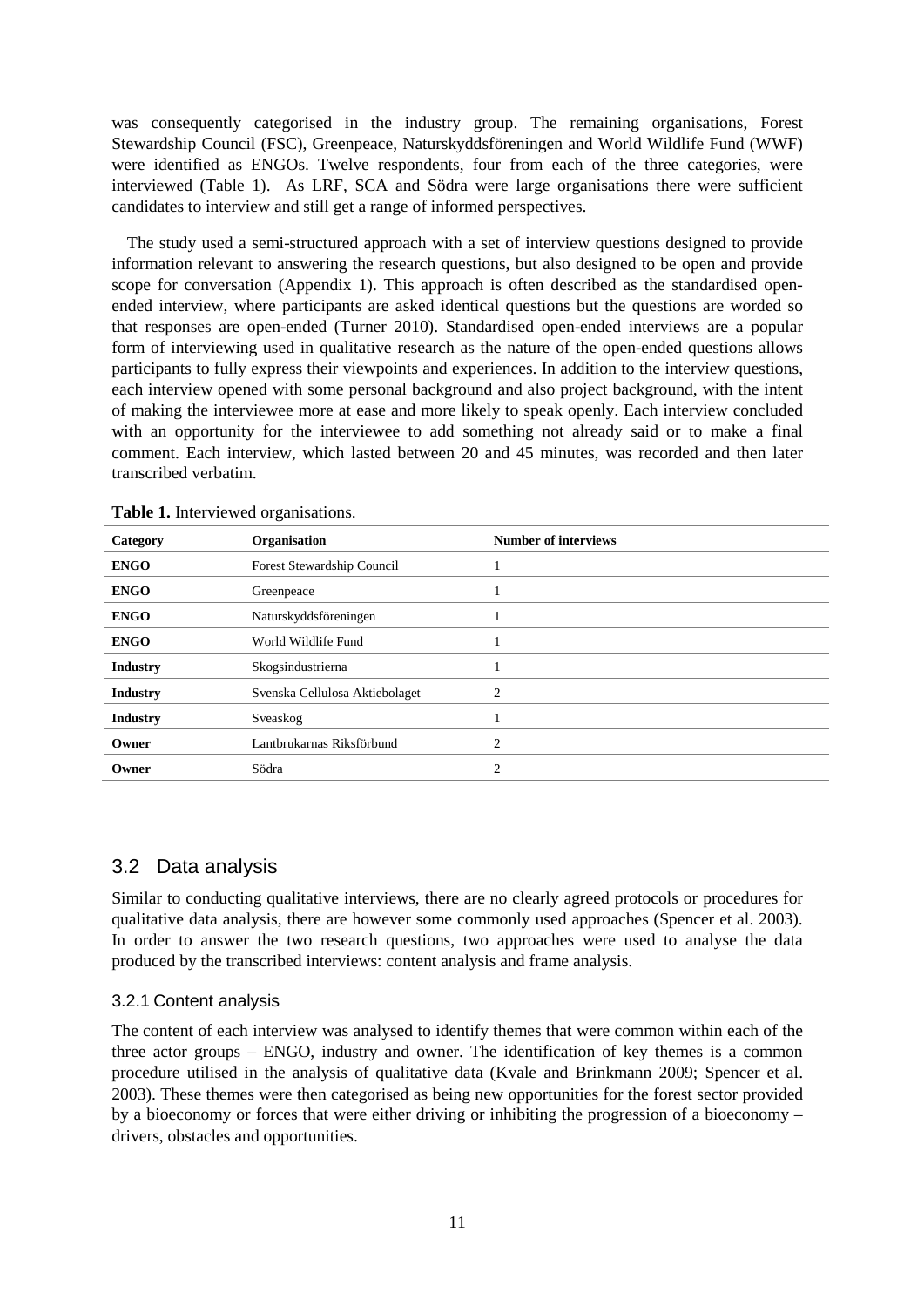was consequently categorised in the industry group. The remaining organisations, Forest Stewardship Council (FSC), Greenpeace, Naturskyddsföreningen and World Wildlife Fund (WWF) were identified as ENGOs. Twelve respondents, four from each of the three categories, were interviewed (Table 1). As LRF, SCA and Södra were large organisations there were sufficient candidates to interview and still get a range of informed perspectives.

The study used a semi-structured approach with a set of interview questions designed to provide information relevant to answering the research questions, but also designed to be open and provide scope for conversation (Appendix 1). This approach is often described as the standardised open-ended interview, where participants are asked identical questions but the questions are worded so that responses are open-ended (Turner 2010). Standardised open-ended interviews are a popular form of interviewing used in qualitative research as the nature of the open-ended questions allows participants to fully express their viewpoints and experiences. In addition to the interview questions, each interview opened with some personal background and also project background, with the intent of making the interviewee more at ease and more likely to speak openly. Each interview concluded with an opportunity for the interviewee to add something not already said or to make a final comment. Each interview, which lasted between 20 and 45 minutes, was recorded and then later transcribed verbatim.

**Table 1.** Interviewed organisations.

| Category | Organisation | Number of interviews |
|---|---|---|
| **ENGO** | Forest Stewardship Council | 1 |
| **ENGO** | Greenpeace | 1 |
| **ENGO** | Naturskyddsföreningen | 1 |
| **ENGO** | World Wildlife Fund | 1 |
| **Industry** | Skogsindustrierna | 1 |
| **Industry** | Svenska Cellulosa Aktiebolaget | 2 |
| **Industry** | Sveaskog | 1 |
| **Owner** | Lantbrukarnas Riksförbund | 2 |
| **Owner** | Södra | 2 |

## 3.2 Data analysis

Similar to conducting qualitative interviews, there are no clearly agreed protocols or procedures for qualitative data analysis, there are however some commonly used approaches (Spencer et al. 2003). In order to answer the two research questions, two approaches were used to analyse the data produced by the transcribed interviews: content analysis and frame analysis.

### 3.2.1 Content analysis

The content of each interview was analysed to identify themes that were common within each of the three actor groups – ENGO, industry and owner. The identification of key themes is a common procedure utilised in the analysis of qualitative data (Kvale and Brinkmann 2009; Spencer et al. 2003). These themes were then categorised as being new opportunities for the forest sector provided by a bioeconomy or forces that were either driving or inhibiting the progression of a bioeconomy – drivers, obstacles and opportunities.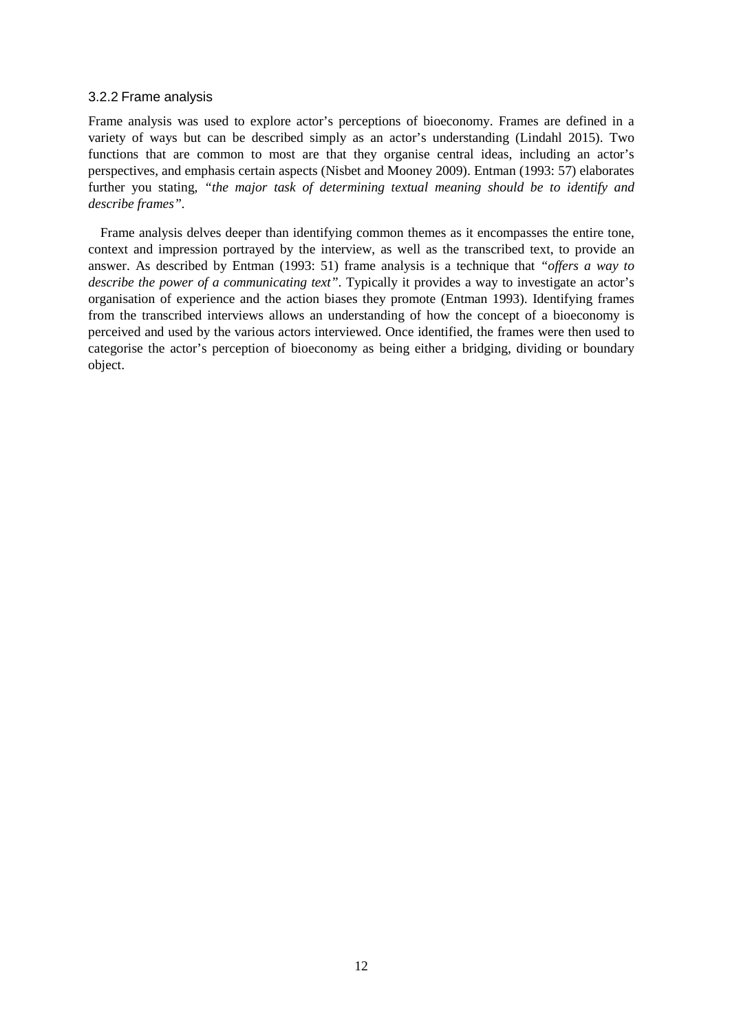### 3.2.2 Frame analysis

Frame analysis was used to explore actor's perceptions of bioeconomy. Frames are defined in a variety of ways but can be described simply as an actor's understanding (Lindahl 2015). Two functions that are common to most are that they organise central ideas, including an actor's perspectives, and emphasis certain aspects (Nisbet and Mooney 2009). Entman (1993: 57) elaborates further you stating, *"the major task of determining textual meaning should be to identify and describe frames"*.

Frame analysis delves deeper than identifying common themes as it encompasses the entire tone, context and impression portrayed by the interview, as well as the transcribed text, to provide an answer. As described by Entman (1993: 51) frame analysis is a technique that *"offers a way to describe the power of a communicating text"*. Typically it provides a way to investigate an actor's organisation of experience and the action biases they promote (Entman 1993). Identifying frames from the transcribed interviews allows an understanding of how the concept of a bioeconomy is perceived and used by the various actors interviewed. Once identified, the frames were then used to categorise the actor's perception of bioeconomy as being either a bridging, dividing or boundary object.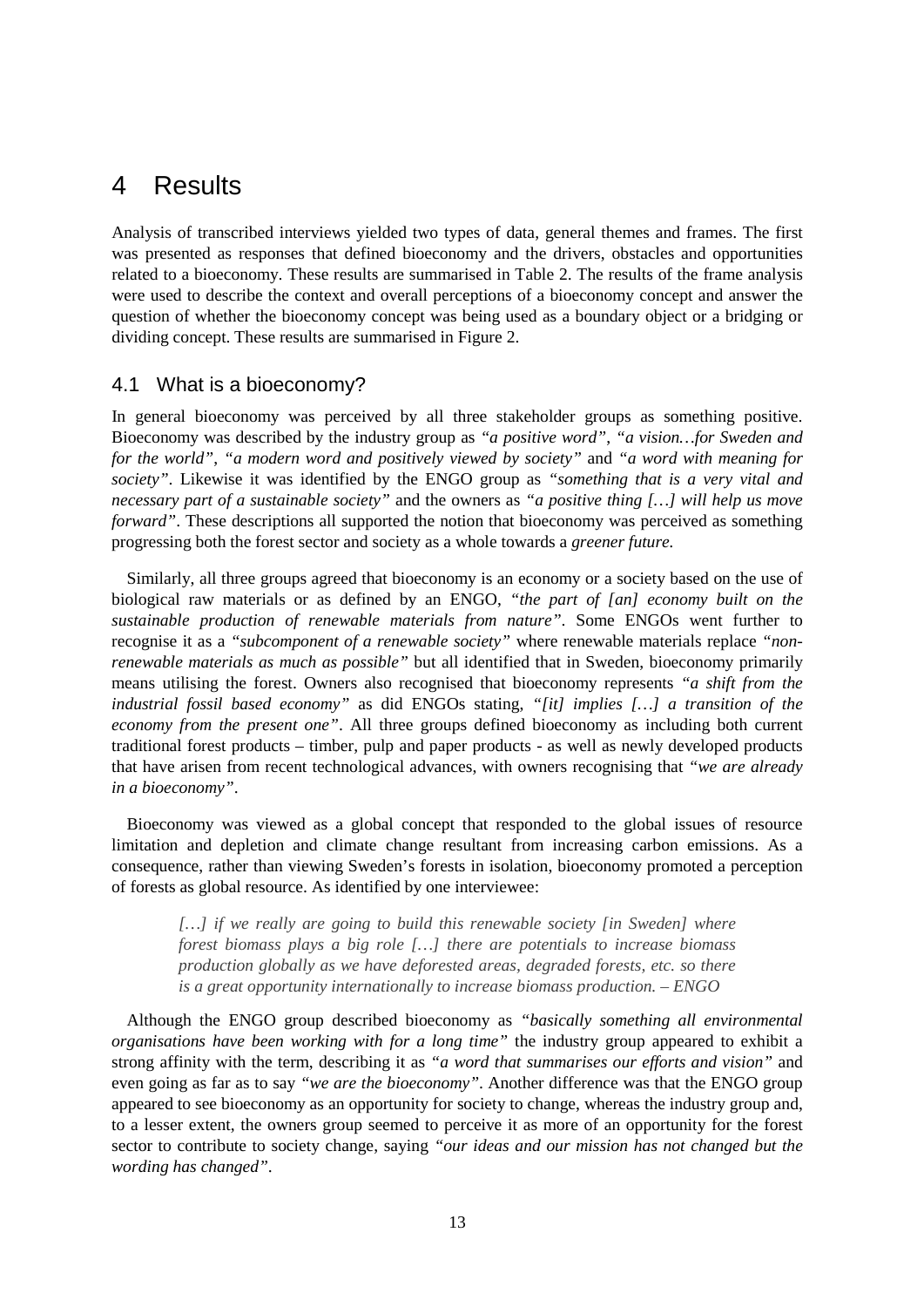# 4 Results

Analysis of transcribed interviews yielded two types of data, general themes and frames. The first was presented as responses that defined bioeconomy and the drivers, obstacles and opportunities related to a bioeconomy. These results are summarised in Table 2. The results of the frame analysis were used to describe the context and overall perceptions of a bioeconomy concept and answer the question of whether the bioeconomy concept was being used as a boundary object or a bridging or dividing concept. These results are summarised in Figure 2.

## 4.1 What is a bioeconomy?

In general bioeconomy was perceived by all three stakeholder groups as something positive. Bioeconomy was described by the industry group as *"a positive word"*, *"a vision…for Sweden and for the world"*, *"a modern word and positively viewed by society"* and *"a word with meaning for society"*. Likewise it was identified by the ENGO group as *"something that is a very vital and necessary part of a sustainable society"* and the owners as *"a positive thing […] will help us move forward"*. These descriptions all supported the notion that bioeconomy was perceived as something progressing both the forest sector and society as a whole towards a *greener future.*

Similarly, all three groups agreed that bioeconomy is an economy or a society based on the use of biological raw materials or as defined by an ENGO, *"the part of [an] economy built on the sustainable production of renewable materials from nature"*. Some ENGOs went further to recognise it as a *"subcomponent of a renewable society"* where renewable materials replace *"non-renewable materials as much as possible"* but all identified that in Sweden, bioeconomy primarily means utilising the forest. Owners also recognised that bioeconomy represents *"a shift from the industrial fossil based economy"* as did ENGOs stating, *"[it] implies […] a transition of the economy from the present one"*. All three groups defined bioeconomy as including both current traditional forest products – timber, pulp and paper products - as well as newly developed products that have arisen from recent technological advances, with owners recognising that *"we are already in a bioeconomy"*.

Bioeconomy was viewed as a global concept that responded to the global issues of resource limitation and depletion and climate change resultant from increasing carbon emissions. As a consequence, rather than viewing Sweden's forests in isolation, bioeconomy promoted a perception of forests as global resource. As identified by one interviewee:

> *[…] if we really are going to build this renewable society [in Sweden] where forest biomass plays a big role […] there are potentials to increase biomass production globally as we have deforested areas, degraded forests, etc. so there is a great opportunity internationally to increase biomass production. – ENGO*

Although the ENGO group described bioeconomy as *"basically something all environmental organisations have been working with for a long time"* the industry group appeared to exhibit a strong affinity with the term, describing it as *"a word that summarises our efforts and vision"* and even going as far as to say *"we are the bioeconomy"*. Another difference was that the ENGO group appeared to see bioeconomy as an opportunity for society to change, whereas the industry group and, to a lesser extent, the owners group seemed to perceive it as more of an opportunity for the forest sector to contribute to society change, saying *"our ideas and our mission has not changed but the wording has changed"*.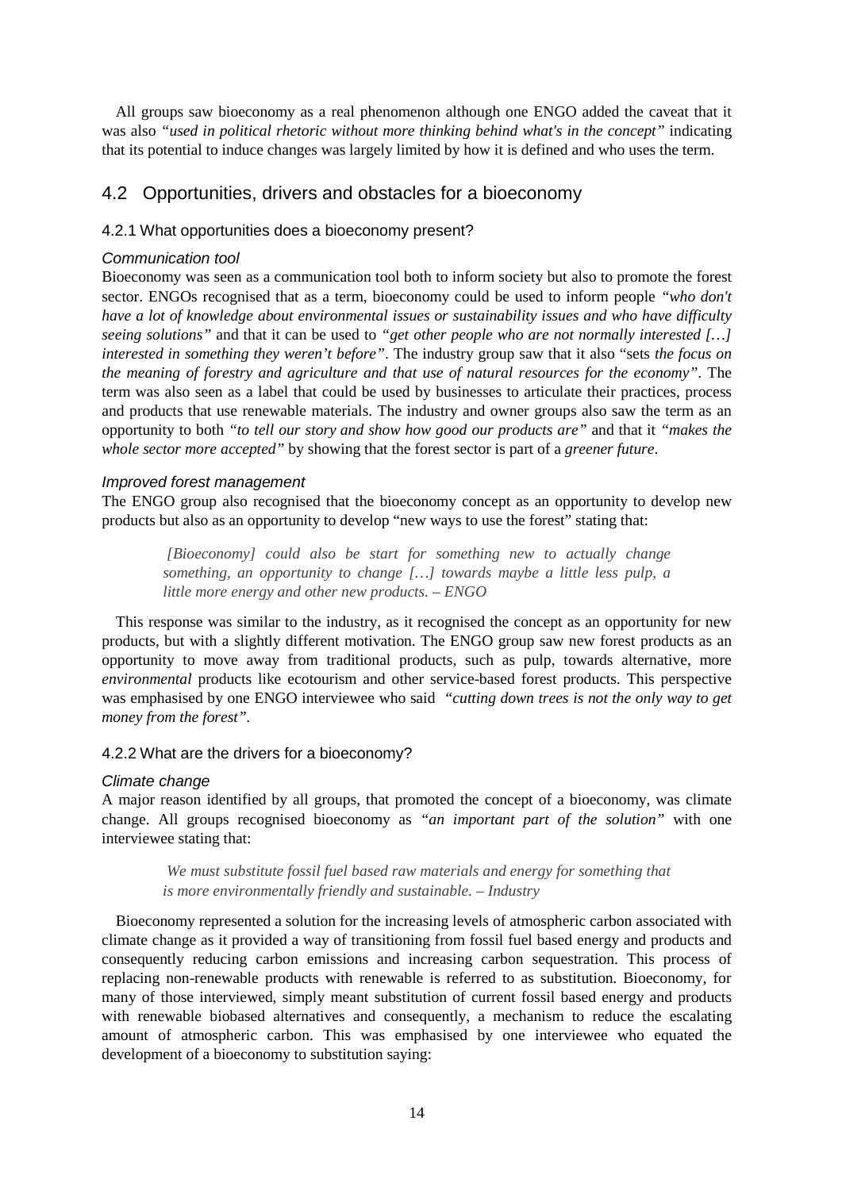All groups saw bioeconomy as a real phenomenon although one ENGO added the caveat that it was also *"used in political rhetoric without more thinking behind what's in the concept"* indicating that its potential to induce changes was largely limited by how it is defined and who uses the term.

## 4.2 Opportunities, drivers and obstacles for a bioeconomy

### 4.2.1 What opportunities does a bioeconomy present?

#### *Communication tool*

Bioeconomy was seen as a communication tool both to inform society but also to promote the forest sector. ENGOs recognised that as a term, bioeconomy could be used to inform people *"who don't have a lot of knowledge about environmental issues or sustainability issues and who have difficulty seeing solutions"* and that it can be used to *"get other people who are not normally interested […] interested in something they weren't before"*. The industry group saw that it also "sets *the focus on the meaning of forestry and agriculture and that use of natural resources for the economy"*. The term was also seen as a label that could be used by businesses to articulate their practices, process and products that use renewable materials. The industry and owner groups also saw the term as an opportunity to both *"to tell our story and show how good our products are"* and that it *"makes the whole sector more accepted"* by showing that the forest sector is part of a *greener future*.

#### *Improved forest management*

The ENGO group also recognised that the bioeconomy concept as an opportunity to develop new products but also as an opportunity to develop "new ways to use the forest" stating that:

> *[Bioeconomy] could also be start for something new to actually change something, an opportunity to change […] towards maybe a little less pulp, a little more energy and other new products. – ENGO*

This response was similar to the industry, as it recognised the concept as an opportunity for new products, but with a slightly different motivation. The ENGO group saw new forest products as an opportunity to move away from traditional products, such as pulp, towards alternative, more *environmental* products like ecotourism and other service-based forest products. This perspective was emphasised by one ENGO interviewee who said *"cutting down trees is not the only way to get money from the forest"*.

### 4.2.2 What are the drivers for a bioeconomy?

#### *Climate change*

A major reason identified by all groups, that promoted the concept of a bioeconomy, was climate change. All groups recognised bioeconomy as *"an important part of the solution"* with one interviewee stating that:

> *We must substitute fossil fuel based raw materials and energy for something that is more environmentally friendly and sustainable. – Industry*

Bioeconomy represented a solution for the increasing levels of atmospheric carbon associated with climate change as it provided a way of transitioning from fossil fuel based energy and products and consequently reducing carbon emissions and increasing carbon sequestration. This process of replacing non-renewable products with renewable is referred to as substitution. Bioeconomy, for many of those interviewed, simply meant substitution of current fossil based energy and products with renewable biobased alternatives and consequently, a mechanism to reduce the escalating amount of atmospheric carbon. This was emphasised by one interviewee who equated the development of a bioeconomy to substitution saying: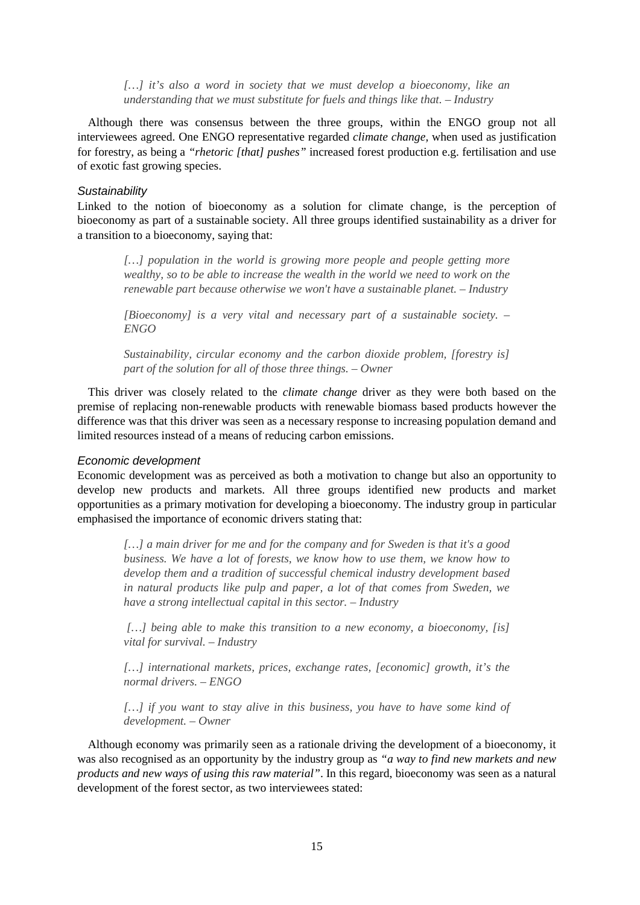> *[…] it's also a word in society that we must develop a bioeconomy, like an understanding that we must substitute for fuels and things like that. – Industry*

Although there was consensus between the three groups, within the ENGO group not all interviewees agreed. One ENGO representative regarded *climate change,* when used as justification for forestry, as being a *"rhetoric [that] pushes"* increased forest production e.g. fertilisation and use of exotic fast growing species.

### *Sustainability*

Linked to the notion of bioeconomy as a solution for climate change, is the perception of bioeconomy as part of a sustainable society. All three groups identified sustainability as a driver for a transition to a bioeconomy, saying that:

> *[…] population in the world is growing more people and people getting more wealthy, so to be able to increase the wealth in the world we need to work on the renewable part because otherwise we won't have a sustainable planet. – Industry*

> *[Bioeconomy] is a very vital and necessary part of a sustainable society. – ENGO*

> *Sustainability, circular economy and the carbon dioxide problem, [forestry is] part of the solution for all of those three things. – Owner*

This driver was closely related to the *climate change* driver as they were both based on the premise of replacing non-renewable products with renewable biomass based products however the difference was that this driver was seen as a necessary response to increasing population demand and limited resources instead of a means of reducing carbon emissions.

### *Economic development*

Economic development was as perceived as both a motivation to change but also an opportunity to develop new products and markets. All three groups identified new products and market opportunities as a primary motivation for developing a bioeconomy. The industry group in particular emphasised the importance of economic drivers stating that:

> *[…] a main driver for me and for the company and for Sweden is that it's a good business. We have a lot of forests, we know how to use them, we know how to develop them and a tradition of successful chemical industry development based in natural products like pulp and paper, a lot of that comes from Sweden, we have a strong intellectual capital in this sector. – Industry*

> *[…] being able to make this transition to a new economy, a bioeconomy, [is] vital for survival. – Industry*

> *[…] international markets, prices, exchange rates, [economic] growth, it's the normal drivers. – ENGO*

> *[…] if you want to stay alive in this business, you have to have some kind of development. – Owner*

Although economy was primarily seen as a rationale driving the development of a bioeconomy, it was also recognised as an opportunity by the industry group as *"a way to find new markets and new products and new ways of using this raw material"*. In this regard, bioeconomy was seen as a natural development of the forest sector, as two interviewees stated: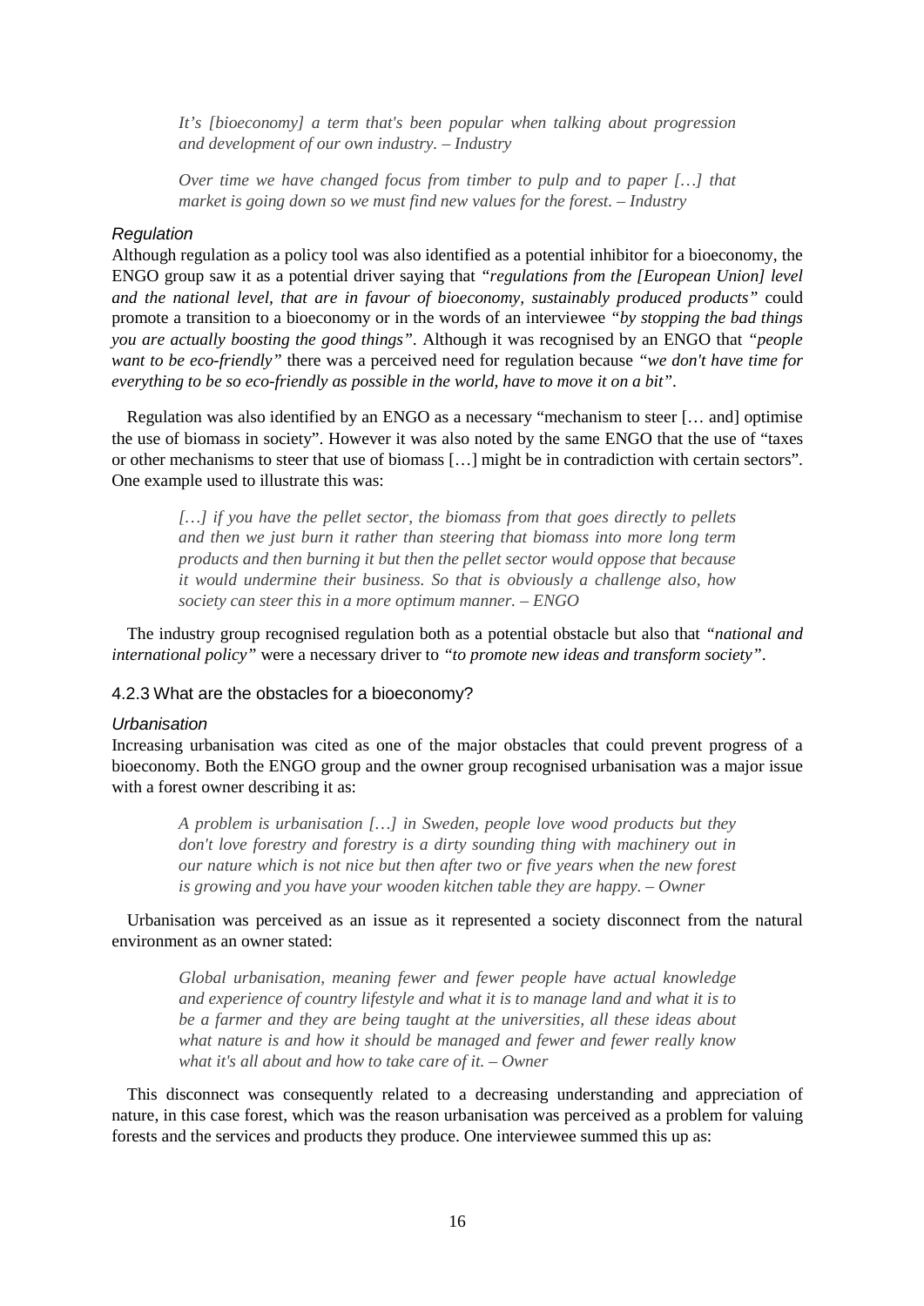> *It's [bioeconomy] a term that's been popular when talking about progression and development of our own industry. – Industry*

> *Over time we have changed focus from timber to pulp and to paper […] that market is going down so we must find new values for the forest. – Industry*

#### *Regulation*

Although regulation as a policy tool was also identified as a potential inhibitor for a bioeconomy, the ENGO group saw it as a potential driver saying that *"regulations from the [European Union] level and the national level, that are in favour of bioeconomy, sustainably produced products"* could promote a transition to a bioeconomy or in the words of an interviewee *"by stopping the bad things you are actually boosting the good things"*. Although it was recognised by an ENGO that *"people want to be eco-friendly"* there was a perceived need for regulation because *"we don't have time for everything to be so eco-friendly as possible in the world, have to move it on a bit"*.

Regulation was also identified by an ENGO as a necessary "mechanism to steer [… and] optimise the use of biomass in society". However it was also noted by the same ENGO that the use of "taxes or other mechanisms to steer that use of biomass […] might be in contradiction with certain sectors". One example used to illustrate this was:

> *[…] if you have the pellet sector, the biomass from that goes directly to pellets and then we just burn it rather than steering that biomass into more long term products and then burning it but then the pellet sector would oppose that because it would undermine their business. So that is obviously a challenge also, how society can steer this in a more optimum manner. – ENGO*

The industry group recognised regulation both as a potential obstacle but also that *"national and international policy"* were a necessary driver to *"to promote new ideas and transform society"*.

### 4.2.3 What are the obstacles for a bioeconomy?

#### *Urbanisation*

Increasing urbanisation was cited as one of the major obstacles that could prevent progress of a bioeconomy. Both the ENGO group and the owner group recognised urbanisation was a major issue with a forest owner describing it as:

> *A problem is urbanisation […] in Sweden, people love wood products but they don't love forestry and forestry is a dirty sounding thing with machinery out in our nature which is not nice but then after two or five years when the new forest is growing and you have your wooden kitchen table they are happy. – Owner*

Urbanisation was perceived as an issue as it represented a society disconnect from the natural environment as an owner stated:

> *Global urbanisation, meaning fewer and fewer people have actual knowledge and experience of country lifestyle and what it is to manage land and what it is to be a farmer and they are being taught at the universities, all these ideas about what nature is and how it should be managed and fewer and fewer really know what it's all about and how to take care of it. – Owner*

This disconnect was consequently related to a decreasing understanding and appreciation of nature, in this case forest, which was the reason urbanisation was perceived as a problem for valuing forests and the services and products they produce. One interviewee summed this up as: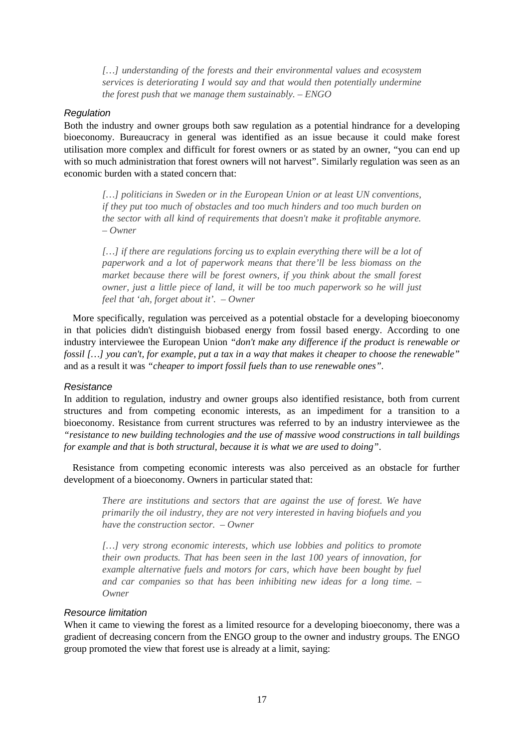> *[…] understanding of the forests and their environmental values and ecosystem services is deteriorating I would say and that would then potentially undermine the forest push that we manage them sustainably. – ENGO*

#### *Regulation*

Both the industry and owner groups both saw regulation as a potential hindrance for a developing bioeconomy. Bureaucracy in general was identified as an issue because it could make forest utilisation more complex and difficult for forest owners or as stated by an owner, "you can end up with so much administration that forest owners will not harvest". Similarly regulation was seen as an economic burden with a stated concern that:

> *[…] politicians in Sweden or in the European Union or at least UN conventions, if they put too much of obstacles and too much hinders and too much burden on the sector with all kind of requirements that doesn't make it profitable anymore. – Owner*

> *[…] if there are regulations forcing us to explain everything there will be a lot of paperwork and a lot of paperwork means that there'll be less biomass on the market because there will be forest owners, if you think about the small forest owner, just a little piece of land, it will be too much paperwork so he will just feel that 'ah, forget about it'. – Owner*

More specifically, regulation was perceived as a potential obstacle for a developing bioeconomy in that policies didn't distinguish biobased energy from fossil based energy. According to one industry interviewee the European Union *"don't make any difference if the product is renewable or fossil […] you can't, for example, put a tax in a way that makes it cheaper to choose the renewable"* and as a result it was *"cheaper to import fossil fuels than to use renewable ones"*.

#### *Resistance*

In addition to regulation, industry and owner groups also identified resistance, both from current structures and from competing economic interests, as an impediment for a transition to a bioeconomy. Resistance from current structures was referred to by an industry interviewee as the *"resistance to new building technologies and the use of massive wood constructions in tall buildings for example and that is both structural, because it is what we are used to doing"*.

Resistance from competing economic interests was also perceived as an obstacle for further development of a bioeconomy. Owners in particular stated that:

> *There are institutions and sectors that are against the use of forest. We have primarily the oil industry, they are not very interested in having biofuels and you have the construction sector. – Owner*

> *[…] very strong economic interests, which use lobbies and politics to promote their own products. That has been seen in the last 100 years of innovation, for example alternative fuels and motors for cars, which have been bought by fuel and car companies so that has been inhibiting new ideas for a long time. – Owner*

#### *Resource limitation*

When it came to viewing the forest as a limited resource for a developing bioeconomy, there was a gradient of decreasing concern from the ENGO group to the owner and industry groups. The ENGO group promoted the view that forest use is already at a limit, saying: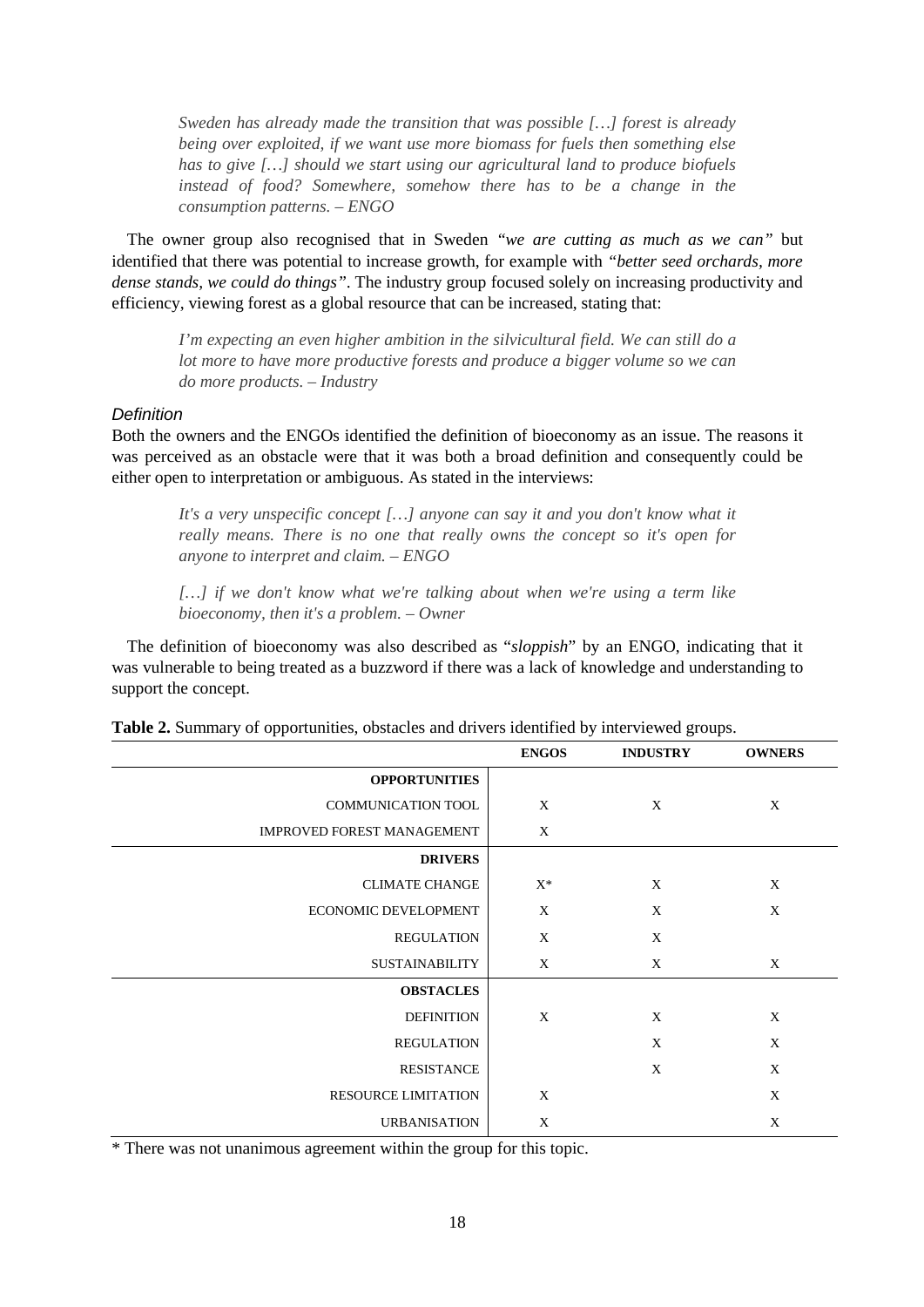> *Sweden has already made the transition that was possible […] forest is already being over exploited, if we want use more biomass for fuels then something else has to give […] should we start using our agricultural land to produce biofuels instead of food? Somewhere, somehow there has to be a change in the consumption patterns. – ENGO*

The owner group also recognised that in Sweden *"we are cutting as much as we can"* but identified that there was potential to increase growth, for example with *"better seed orchards, more dense stands, we could do things"*. The industry group focused solely on increasing productivity and efficiency, viewing forest as a global resource that can be increased, stating that:

> *I'm expecting an even higher ambition in the silvicultural field. We can still do a lot more to have more productive forests and produce a bigger volume so we can do more products. – Industry*

#### *Definition*

Both the owners and the ENGOs identified the definition of bioeconomy as an issue. The reasons it was perceived as an obstacle were that it was both a broad definition and consequently could be either open to interpretation or ambiguous. As stated in the interviews:

> *It's a very unspecific concept […] anyone can say it and you don't know what it really means. There is no one that really owns the concept so it's open for anyone to interpret and claim. – ENGO*

> *[…] if we don't know what we're talking about when we're using a term like bioeconomy, then it's a problem. – Owner*

The definition of bioeconomy was also described as "*sloppish*" by an ENGO, indicating that it was vulnerable to being treated as a buzzword if there was a lack of knowledge and understanding to support the concept.

**Table 2.** Summary of opportunities, obstacles and drivers identified by interviewed groups.

| | ENGOS | INDUSTRY | OWNERS |
|---|---|---|---|
| **OPPORTUNITIES** | | | |
| COMMUNICATION TOOL | X | X | X |
| IMPROVED FOREST MANAGEMENT | X | | |
| **DRIVERS** | | | |
| CLIMATE CHANGE | X* | X | X |
| ECONOMIC DEVELOPMENT | X | X | X |
| REGULATION | X | X | |
| SUSTAINABILITY | X | X | X |
| **OBSTACLES** | | | |
| DEFINITION | X | X | X |
| REGULATION | | X | X |
| RESISTANCE | | X | X |
| RESOURCE LIMITATION | X | | X |
| URBANISATION | X | | X |

\* There was not unanimous agreement within the group for this topic.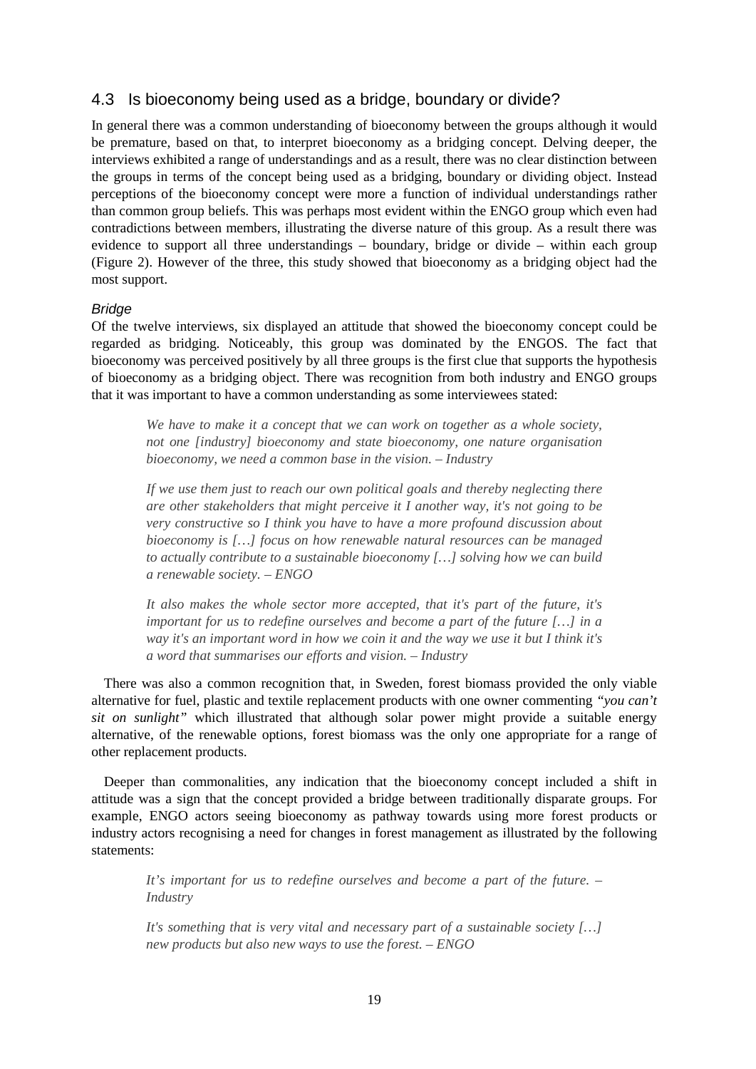## 4.3 Is bioeconomy being used as a bridge, boundary or divide?

In general there was a common understanding of bioeconomy between the groups although it would be premature, based on that, to interpret bioeconomy as a bridging concept. Delving deeper, the interviews exhibited a range of understandings and as a result, there was no clear distinction between the groups in terms of the concept being used as a bridging, boundary or dividing object. Instead perceptions of the bioeconomy concept were more a function of individual understandings rather than common group beliefs. This was perhaps most evident within the ENGO group which even had contradictions between members, illustrating the diverse nature of this group. As a result there was evidence to support all three understandings – boundary, bridge or divide – within each group (Figure 2). However of the three, this study showed that bioeconomy as a bridging object had the most support.

### *Bridge*

Of the twelve interviews, six displayed an attitude that showed the bioeconomy concept could be regarded as bridging. Noticeably, this group was dominated by the ENGOS. The fact that bioeconomy was perceived positively by all three groups is the first clue that supports the hypothesis of bioeconomy as a bridging object. There was recognition from both industry and ENGO groups that it was important to have a common understanding as some interviewees stated:

> *We have to make it a concept that we can work on together as a whole society, not one [industry] bioeconomy and state bioeconomy, one nature organisation bioeconomy, we need a common base in the vision. – Industry*

> *If we use them just to reach our own political goals and thereby neglecting there are other stakeholders that might perceive it I another way, it's not going to be very constructive so I think you have to have a more profound discussion about bioeconomy is […] focus on how renewable natural resources can be managed to actually contribute to a sustainable bioeconomy […] solving how we can build a renewable society. – ENGO*

> *It also makes the whole sector more accepted, that it's part of the future, it's important for us to redefine ourselves and become a part of the future […] in a way it's an important word in how we coin it and the way we use it but I think it's a word that summarises our efforts and vision. – Industry*

There was also a common recognition that, in Sweden, forest biomass provided the only viable alternative for fuel, plastic and textile replacement products with one owner commenting *"you can't sit on sunlight"* which illustrated that although solar power might provide a suitable energy alternative, of the renewable options, forest biomass was the only one appropriate for a range of other replacement products.

Deeper than commonalities, any indication that the bioeconomy concept included a shift in attitude was a sign that the concept provided a bridge between traditionally disparate groups. For example, ENGO actors seeing bioeconomy as pathway towards using more forest products or industry actors recognising a need for changes in forest management as illustrated by the following statements:

> *It's important for us to redefine ourselves and become a part of the future. – Industry*

> *It's something that is very vital and necessary part of a sustainable society […] new products but also new ways to use the forest. – ENGO*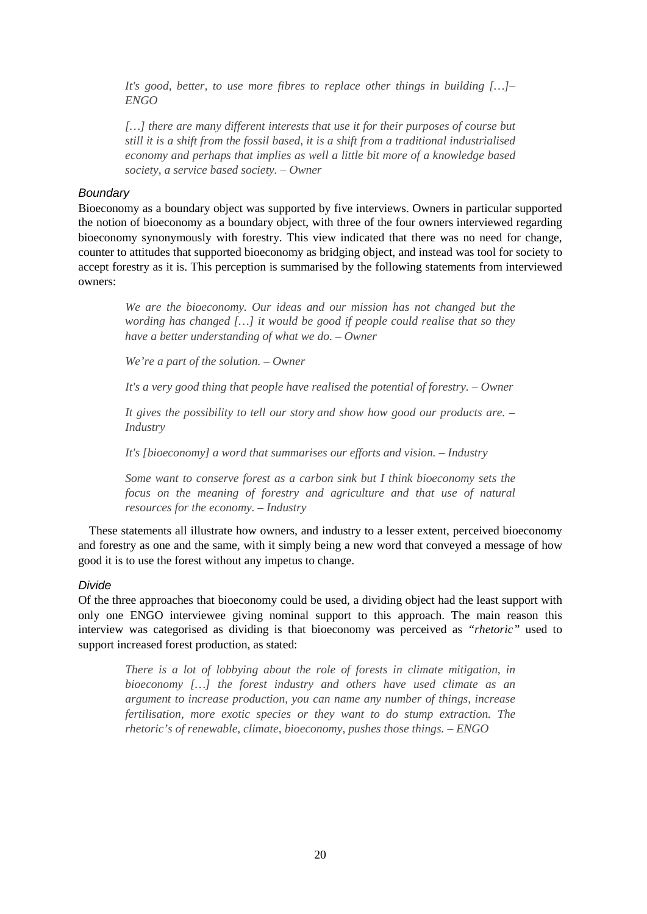> *It's good, better, to use more fibres to replace other things in building […]– ENGO*

> *[…] there are many different interests that use it for their purposes of course but still it is a shift from the fossil based, it is a shift from a traditional industrialised economy and perhaps that implies as well a little bit more of a knowledge based society, a service based society. – Owner*

### *Boundary*

Bioeconomy as a boundary object was supported by five interviews. Owners in particular supported the notion of bioeconomy as a boundary object, with three of the four owners interviewed regarding bioeconomy synonymously with forestry. This view indicated that there was no need for change, counter to attitudes that supported bioeconomy as bridging object, and instead was tool for society to accept forestry as it is. This perception is summarised by the following statements from interviewed owners:

> *We are the bioeconomy. Our ideas and our mission has not changed but the wording has changed […] it would be good if people could realise that so they have a better understanding of what we do. – Owner*

> *We're a part of the solution. – Owner*

> *It's a very good thing that people have realised the potential of forestry. – Owner*

> *It gives the possibility to tell our story and show how good our products are. – Industry*

> *It's [bioeconomy] a word that summarises our efforts and vision. – Industry*

> *Some want to conserve forest as a carbon sink but I think bioeconomy sets the focus on the meaning of forestry and agriculture and that use of natural resources for the economy. – Industry*

These statements all illustrate how owners, and industry to a lesser extent, perceived bioeconomy and forestry as one and the same, with it simply being a new word that conveyed a message of how good it is to use the forest without any impetus to change.

### *Divide*

Of the three approaches that bioeconomy could be used, a dividing object had the least support with only one ENGO interviewee giving nominal support to this approach. The main reason this interview was categorised as dividing is that bioeconomy was perceived as *"rhetoric"* used to support increased forest production, as stated:

> *There is a lot of lobbying about the role of forests in climate mitigation, in bioeconomy […] the forest industry and others have used climate as an argument to increase production, you can name any number of things, increase fertilisation, more exotic species or they want to do stump extraction. The rhetoric's of renewable, climate, bioeconomy, pushes those things. – ENGO*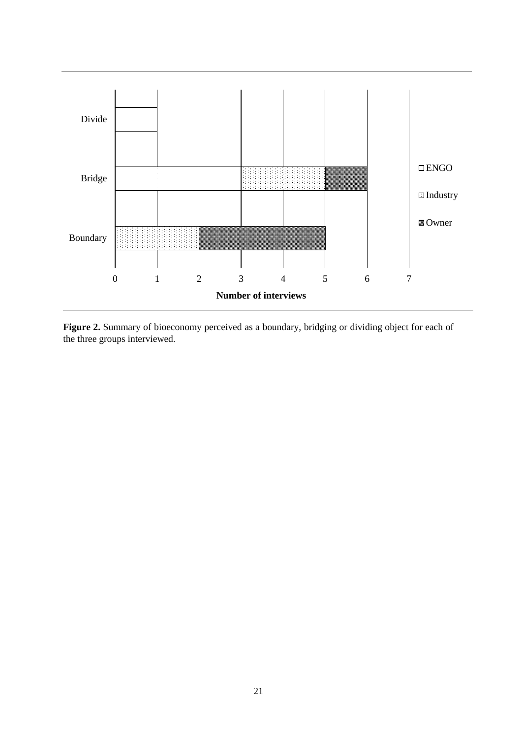**Figure 2.** Summary of bioeconomy perceived as a boundary, bridging or dividing object for each of the three groups interviewed.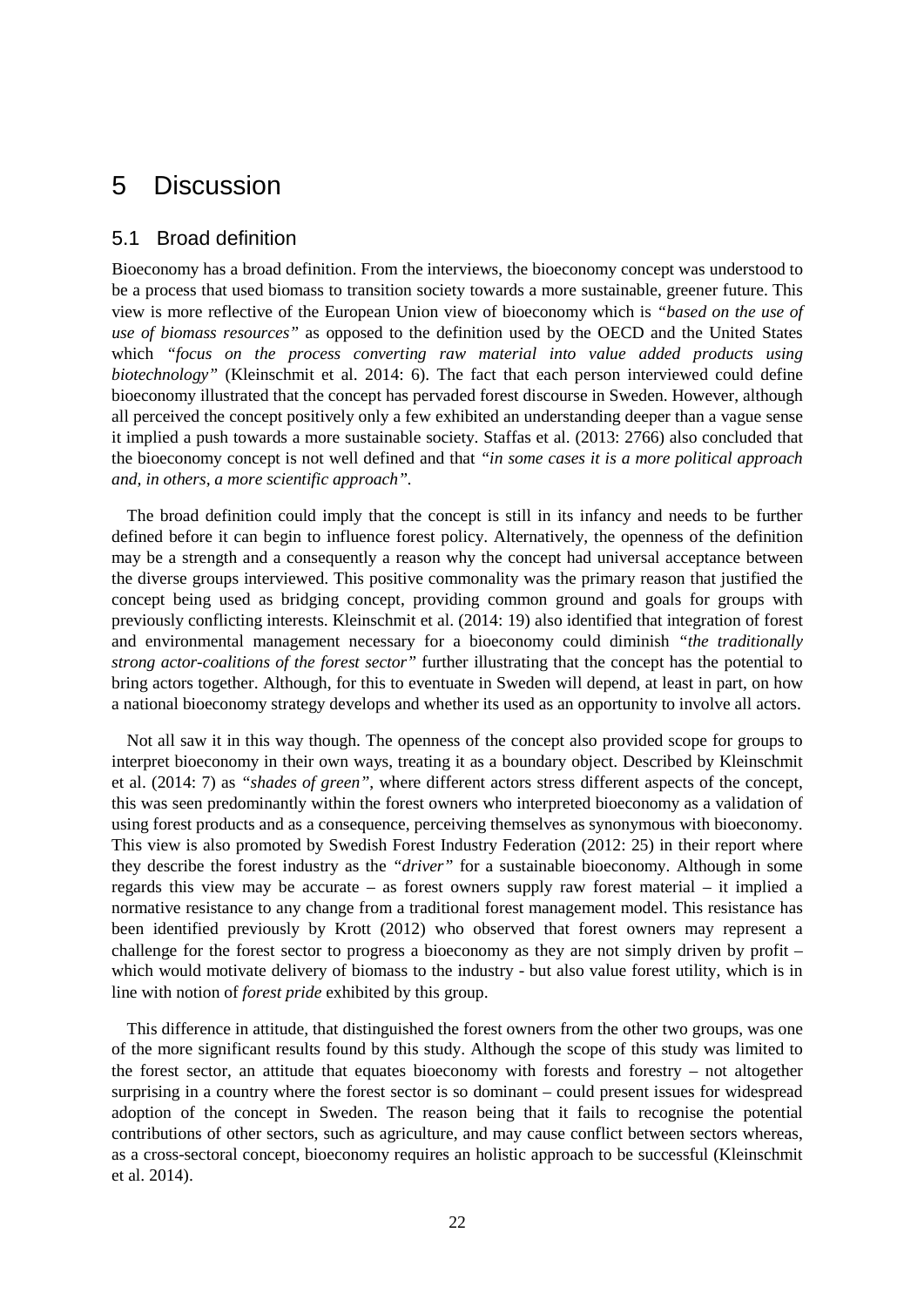# 5 Discussion

## 5.1 Broad definition

Bioeconomy has a broad definition. From the interviews, the bioeconomy concept was understood to be a process that used biomass to transition society towards a more sustainable, greener future. This view is more reflective of the European Union view of bioeconomy which is *"based on the use of use of biomass resources"* as opposed to the definition used by the OECD and the United States which *"focus on the process converting raw material into value added products using biotechnology"* (Kleinschmit et al. 2014: 6). The fact that each person interviewed could define bioeconomy illustrated that the concept has pervaded forest discourse in Sweden. However, although all perceived the concept positively only a few exhibited an understanding deeper than a vague sense it implied a push towards a more sustainable society. Staffas et al. (2013: 2766) also concluded that the bioeconomy concept is not well defined and that *"in some cases it is a more political approach and, in others, a more scientific approach"*.

The broad definition could imply that the concept is still in its infancy and needs to be further defined before it can begin to influence forest policy. Alternatively, the openness of the definition may be a strength and a consequently a reason why the concept had universal acceptance between the diverse groups interviewed. This positive commonality was the primary reason that justified the concept being used as bridging concept, providing common ground and goals for groups with previously conflicting interests. Kleinschmit et al. (2014: 19) also identified that integration of forest and environmental management necessary for a bioeconomy could diminish *"the traditionally strong actor-coalitions of the forest sector"* further illustrating that the concept has the potential to bring actors together. Although, for this to eventuate in Sweden will depend, at least in part, on how a national bioeconomy strategy develops and whether its used as an opportunity to involve all actors.

Not all saw it in this way though. The openness of the concept also provided scope for groups to interpret bioeconomy in their own ways, treating it as a boundary object. Described by Kleinschmit et al. (2014: 7) as *"shades of green"*, where different actors stress different aspects of the concept, this was seen predominantly within the forest owners who interpreted bioeconomy as a validation of using forest products and as a consequence, perceiving themselves as synonymous with bioeconomy. This view is also promoted by Swedish Forest Industry Federation (2012: 25) in their report where they describe the forest industry as the *"driver"* for a sustainable bioeconomy. Although in some regards this view may be accurate – as forest owners supply raw forest material – it implied a normative resistance to any change from a traditional forest management model. This resistance has been identified previously by Krott (2012) who observed that forest owners may represent a challenge for the forest sector to progress a bioeconomy as they are not simply driven by profit – which would motivate delivery of biomass to the industry - but also value forest utility, which is in line with notion of *forest pride* exhibited by this group.

This difference in attitude, that distinguished the forest owners from the other two groups, was one of the more significant results found by this study. Although the scope of this study was limited to the forest sector, an attitude that equates bioeconomy with forests and forestry – not altogether surprising in a country where the forest sector is so dominant – could present issues for widespread adoption of the concept in Sweden. The reason being that it fails to recognise the potential contributions of other sectors, such as agriculture, and may cause conflict between sectors whereas, as a cross-sectoral concept, bioeconomy requires an holistic approach to be successful (Kleinschmit et al. 2014).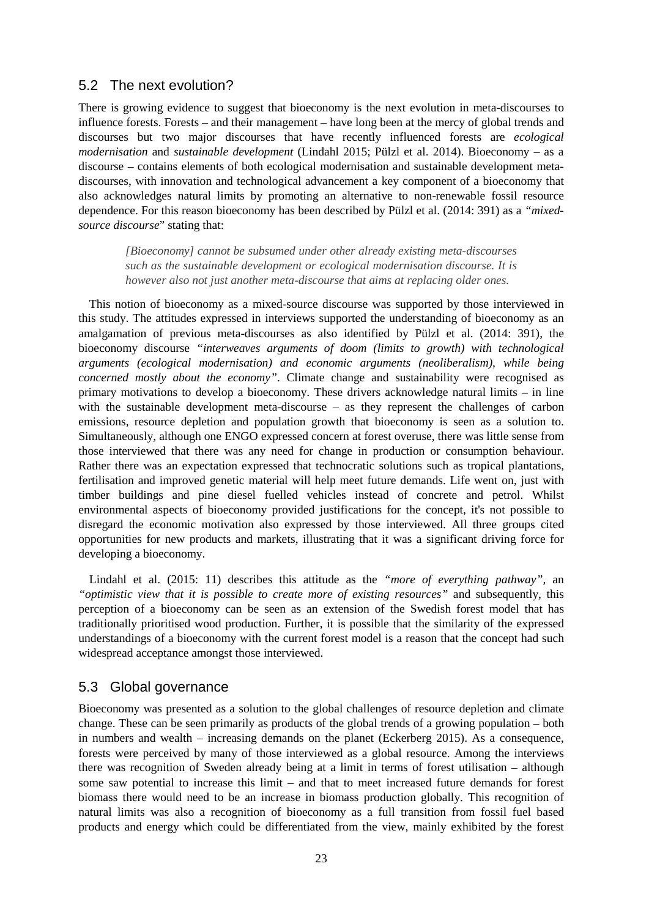## 5.2 The next evolution?

There is growing evidence to suggest that bioeconomy is the next evolution in meta-discourses to influence forests. Forests – and their management – have long been at the mercy of global trends and discourses but two major discourses that have recently influenced forests are *ecological modernisation* and *sustainable development* (Lindahl 2015; Pülzl et al. 2014). Bioeconomy – as a discourse – contains elements of both ecological modernisation and sustainable development meta-discourses, with innovation and technological advancement a key component of a bioeconomy that also acknowledges natural limits by promoting an alternative to non-renewable fossil resource dependence. For this reason bioeconomy has been described by Pülzl et al. (2014: 391) as a *"mixed-source discourse*" stating that:

> *[Bioeconomy] cannot be subsumed under other already existing meta-discourses such as the sustainable development or ecological modernisation discourse. It is however also not just another meta-discourse that aims at replacing older ones.*

This notion of bioeconomy as a mixed-source discourse was supported by those interviewed in this study. The attitudes expressed in interviews supported the understanding of bioeconomy as an amalgamation of previous meta-discourses as also identified by Pülzl et al. (2014: 391), the bioeconomy discourse *"interweaves arguments of doom (limits to growth) with technological arguments (ecological modernisation) and economic arguments (neoliberalism), while being concerned mostly about the economy"*. Climate change and sustainability were recognised as primary motivations to develop a bioeconomy. These drivers acknowledge natural limits – in line with the sustainable development meta-discourse – as they represent the challenges of carbon emissions, resource depletion and population growth that bioeconomy is seen as a solution to. Simultaneously, although one ENGO expressed concern at forest overuse, there was little sense from those interviewed that there was any need for change in production or consumption behaviour. Rather there was an expectation expressed that technocratic solutions such as tropical plantations, fertilisation and improved genetic material will help meet future demands. Life went on, just with timber buildings and pine diesel fuelled vehicles instead of concrete and petrol. Whilst environmental aspects of bioeconomy provided justifications for the concept, it's not possible to disregard the economic motivation also expressed by those interviewed. All three groups cited opportunities for new products and markets, illustrating that it was a significant driving force for developing a bioeconomy.

Lindahl et al. (2015: 11) describes this attitude as the *"more of everything pathway"*, an *"optimistic view that it is possible to create more of existing resources"* and subsequently, this perception of a bioeconomy can be seen as an extension of the Swedish forest model that has traditionally prioritised wood production. Further, it is possible that the similarity of the expressed understandings of a bioeconomy with the current forest model is a reason that the concept had such widespread acceptance amongst those interviewed.

## 5.3 Global governance

Bioeconomy was presented as a solution to the global challenges of resource depletion and climate change. These can be seen primarily as products of the global trends of a growing population – both in numbers and wealth – increasing demands on the planet (Eckerberg 2015). As a consequence, forests were perceived by many of those interviewed as a global resource. Among the interviews there was recognition of Sweden already being at a limit in terms of forest utilisation – although some saw potential to increase this limit – and that to meet increased future demands for forest biomass there would need to be an increase in biomass production globally. This recognition of natural limits was also a recognition of bioeconomy as a full transition from fossil fuel based products and energy which could be differentiated from the view, mainly exhibited by the forest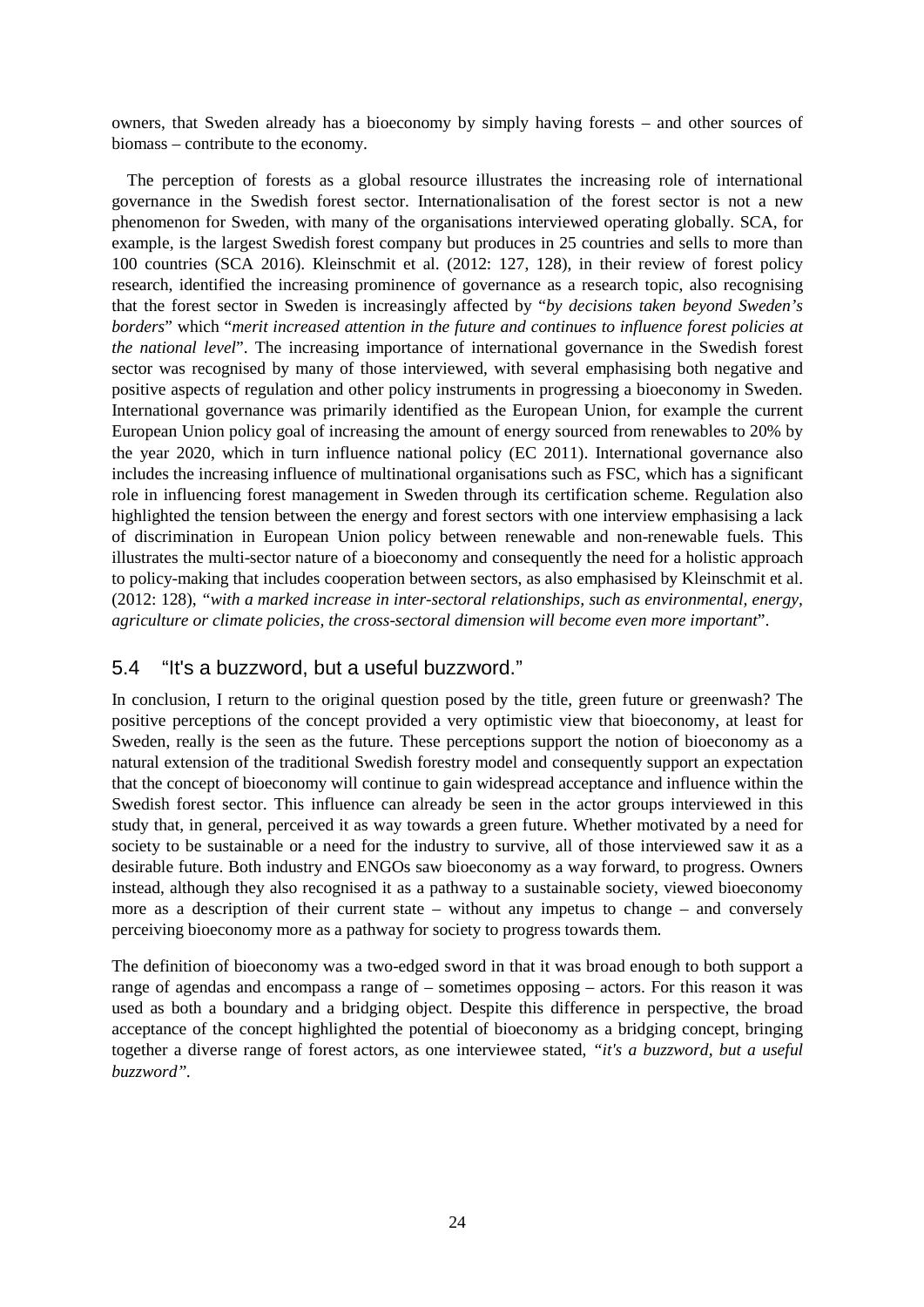owners, that Sweden already has a bioeconomy by simply having forests – and other sources of biomass – contribute to the economy.

The perception of forests as a global resource illustrates the increasing role of international governance in the Swedish forest sector. Internationalisation of the forest sector is not a new phenomenon for Sweden, with many of the organisations interviewed operating globally. SCA, for example, is the largest Swedish forest company but produces in 25 countries and sells to more than 100 countries (SCA 2016). Kleinschmit et al. (2012: 127, 128), in their review of forest policy research, identified the increasing prominence of governance as a research topic, also recognising that the forest sector in Sweden is increasingly affected by "*by decisions taken beyond Sweden's borders*" which "*merit increased attention in the future and continues to influence forest policies at the national level*". The increasing importance of international governance in the Swedish forest sector was recognised by many of those interviewed, with several emphasising both negative and positive aspects of regulation and other policy instruments in progressing a bioeconomy in Sweden. International governance was primarily identified as the European Union, for example the current European Union policy goal of increasing the amount of energy sourced from renewables to 20% by the year 2020, which in turn influence national policy (EC 2011). International governance also includes the increasing influence of multinational organisations such as FSC, which has a significant role in influencing forest management in Sweden through its certification scheme. Regulation also highlighted the tension between the energy and forest sectors with one interview emphasising a lack of discrimination in European Union policy between renewable and non-renewable fuels. This illustrates the multi-sector nature of a bioeconomy and consequently the need for a holistic approach to policy-making that includes cooperation between sectors, as also emphasised by Kleinschmit et al. (2012: 128), "*with a marked increase in inter-sectoral relationships, such as environmental, energy, agriculture or climate policies, the cross-sectoral dimension will become even more important*".

## 5.4 "It's a buzzword, but a useful buzzword."

In conclusion, I return to the original question posed by the title, green future or greenwash? The positive perceptions of the concept provided a very optimistic view that bioeconomy, at least for Sweden, really is the seen as the future. These perceptions support the notion of bioeconomy as a natural extension of the traditional Swedish forestry model and consequently support an expectation that the concept of bioeconomy will continue to gain widespread acceptance and influence within the Swedish forest sector. This influence can already be seen in the actor groups interviewed in this study that, in general, perceived it as way towards a green future. Whether motivated by a need for society to be sustainable or a need for the industry to survive, all of those interviewed saw it as a desirable future. Both industry and ENGOs saw bioeconomy as a way forward, to progress. Owners instead, although they also recognised it as a pathway to a sustainable society, viewed bioeconomy more as a description of their current state – without any impetus to change – and conversely perceiving bioeconomy more as a pathway for society to progress towards them.

The definition of bioeconomy was a two-edged sword in that it was broad enough to both support a range of agendas and encompass a range of – sometimes opposing – actors. For this reason it was used as both a boundary and a bridging object. Despite this difference in perspective, the broad acceptance of the concept highlighted the potential of bioeconomy as a bridging concept, bringing together a diverse range of forest actors, as one interviewee stated, "*it's a buzzword, but a useful buzzword*".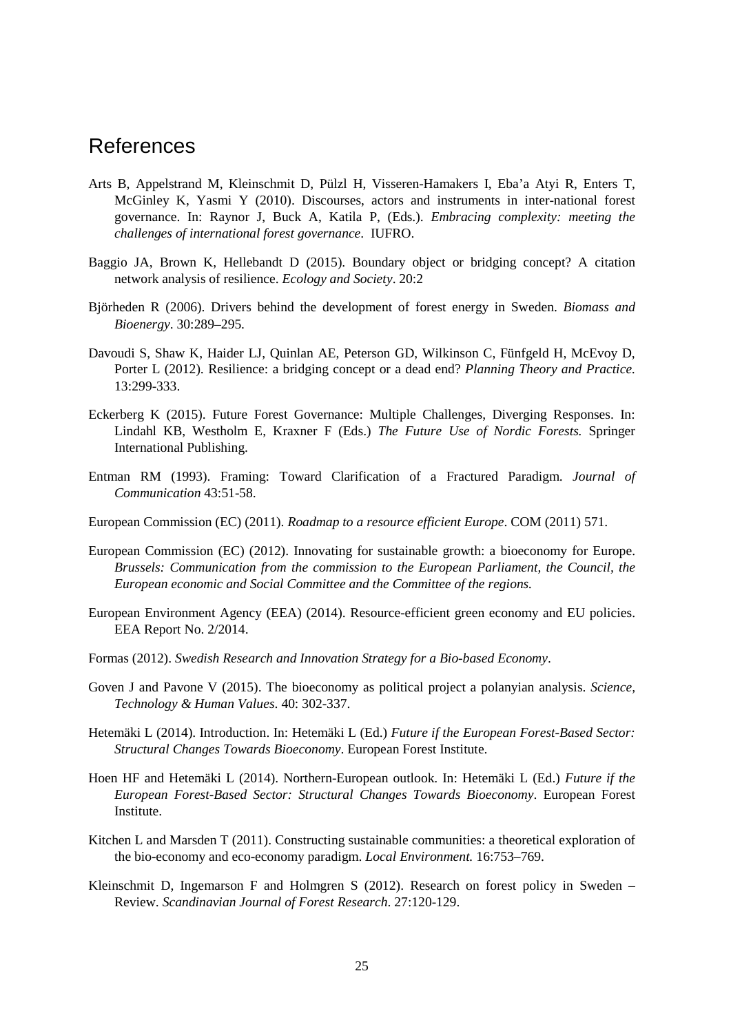# References

Arts B, Appelstrand M, Kleinschmit D, Pülzl H, Visseren-Hamakers I, Eba'a Atyi R, Enters T, McGinley K, Yasmi Y (2010). Discourses, actors and instruments in inter-national forest governance. In: Raynor J, Buck A, Katila P, (Eds.). *Embracing complexity: meeting the challenges of international forest governance*. IUFRO.

Baggio JA, Brown K, Hellebandt D (2015). Boundary object or bridging concept? A citation network analysis of resilience. *Ecology and Society*. 20:2

Björheden R (2006). Drivers behind the development of forest energy in Sweden. *Biomass and Bioenergy*. 30:289–295.

Davoudi S, Shaw K, Haider LJ, Quinlan AE, Peterson GD, Wilkinson C, Fünfgeld H, McEvoy D, Porter L (2012). Resilience: a bridging concept or a dead end? *Planning Theory and Practice.* 13:299-333.

Eckerberg K (2015). Future Forest Governance: Multiple Challenges, Diverging Responses. In: Lindahl KB, Westholm E, Kraxner F (Eds.) *The Future Use of Nordic Forests.* Springer International Publishing.

Entman RM (1993). Framing: Toward Clarification of a Fractured Paradigm. *Journal of Communication* 43:51-58.

European Commission (EC) (2011). *Roadmap to a resource efficient Europe*. COM (2011) 571.

European Commission (EC) (2012). Innovating for sustainable growth: a bioeconomy for Europe. *Brussels: Communication from the commission to the European Parliament, the Council, the European economic and Social Committee and the Committee of the regions.*

European Environment Agency (EEA) (2014). Resource-efficient green economy and EU policies. EEA Report No. 2/2014.

Formas (2012). *Swedish Research and Innovation Strategy for a Bio-based Economy*.

Goven J and Pavone V (2015). The bioeconomy as political project a polanyian analysis. *Science, Technology & Human Values*. 40: 302-337.

Hetemäki L (2014). Introduction. In: Hetemäki L (Ed.) *Future if the European Forest-Based Sector: Structural Changes Towards Bioeconomy*. European Forest Institute.

Hoen HF and Hetemäki L (2014). Northern-European outlook. In: Hetemäki L (Ed.) *Future if the European Forest-Based Sector: Structural Changes Towards Bioeconomy*. European Forest Institute.

Kitchen L and Marsden T (2011). Constructing sustainable communities: a theoretical exploration of the bio-economy and eco-economy paradigm. *Local Environment.* 16:753–769.

Kleinschmit D, Ingemarson F and Holmgren S (2012). Research on forest policy in Sweden – Review. *Scandinavian Journal of Forest Research*. 27:120-129.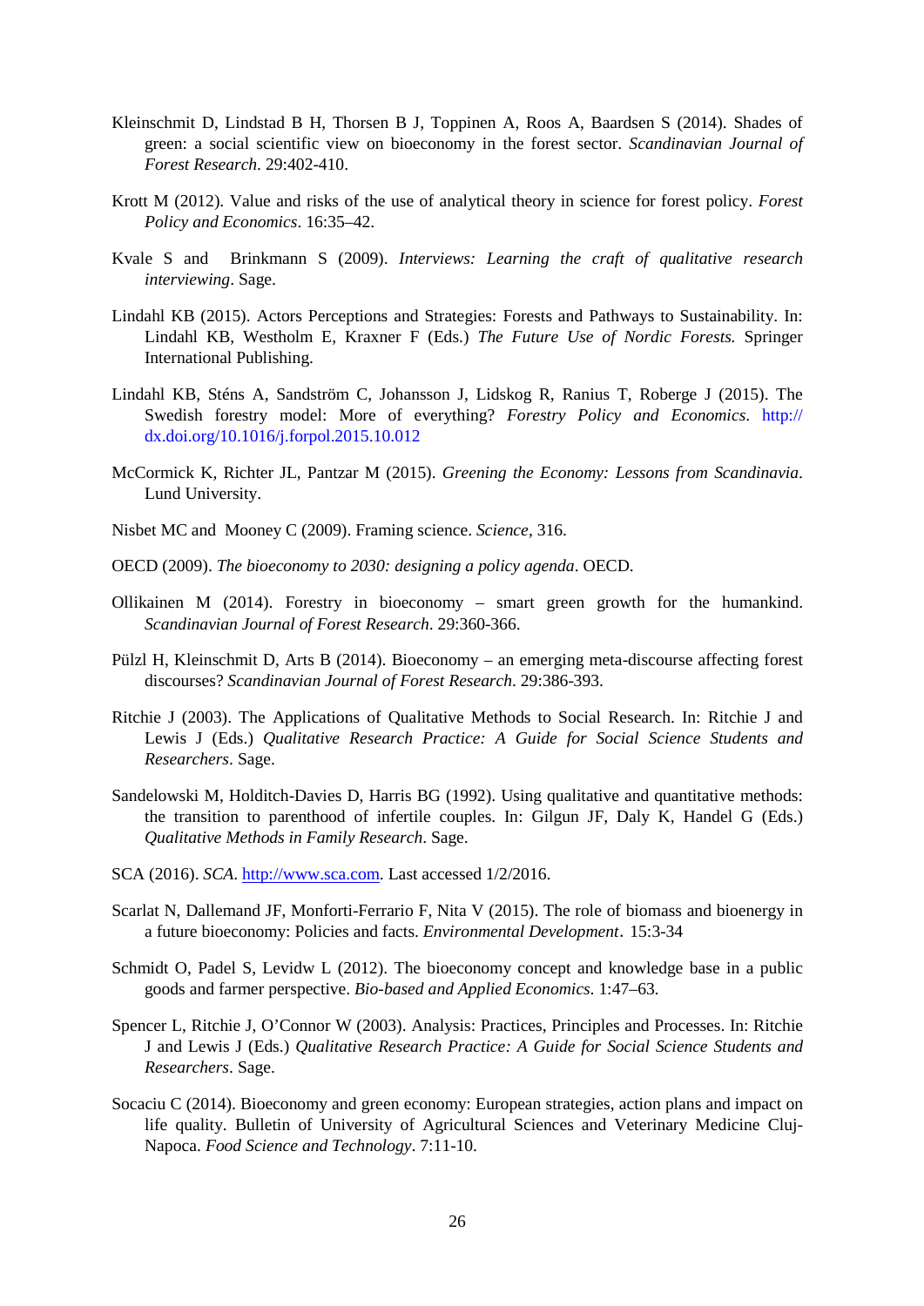Kleinschmit D, Lindstad B H, Thorsen B J, Toppinen A, Roos A, Baardsen S (2014). Shades of green: a social scientific view on bioeconomy in the forest sector. *Scandinavian Journal of Forest Research*. 29:402-410.

Krott M (2012). Value and risks of the use of analytical theory in science for forest policy. *Forest Policy and Economics*. 16:35–42.

Kvale S and Brinkmann S (2009). *Interviews: Learning the craft of qualitative research interviewing*. Sage.

Lindahl KB (2015). Actors Perceptions and Strategies: Forests and Pathways to Sustainability. In: Lindahl KB, Westholm E, Kraxner F (Eds.) *The Future Use of Nordic Forests.* Springer International Publishing.

Lindahl KB, Sténs A, Sandström C, Johansson J, Lidskog R, Ranius T, Roberge J (2015). The Swedish forestry model: More of everything? *Forestry Policy and Economics*. http://dx.doi.org/10.1016/j.forpol.2015.10.012

McCormick K, Richter JL, Pantzar M (2015). *Greening the Economy: Lessons from Scandinavia*. Lund University.

Nisbet MC and Mooney C (2009). Framing science. *Science*, 316.

OECD (2009). *The bioeconomy to 2030: designing a policy agenda*. OECD.

Ollikainen M (2014). Forestry in bioeconomy – smart green growth for the humankind. *Scandinavian Journal of Forest Research*. 29:360-366.

Pülzl H, Kleinschmit D, Arts B (2014). Bioeconomy – an emerging meta-discourse affecting forest discourses? *Scandinavian Journal of Forest Research*. 29:386-393.

Ritchie J (2003). The Applications of Qualitative Methods to Social Research. In: Ritchie J and Lewis J (Eds.) *Qualitative Research Practice: A Guide for Social Science Students and Researchers*. Sage.

Sandelowski M, Holditch-Davies D, Harris BG (1992). Using qualitative and quantitative methods: the transition to parenthood of infertile couples. In: Gilgun JF, Daly K, Handel G (Eds.) *Qualitative Methods in Family Research*. Sage.

SCA (2016). *SCA*. http://www.sca.com. Last accessed 1/2/2016.

Scarlat N, Dallemand JF, Monforti-Ferrario F, Nita V (2015). The role of biomass and bioenergy in a future bioeconomy: Policies and facts. *Environmental Development*. 15:3-34

Schmidt O, Padel S, Levidw L (2012). The bioeconomy concept and knowledge base in a public goods and farmer perspective. *Bio-based and Applied Economics*. 1:47–63.

Spencer L, Ritchie J, O'Connor W (2003). Analysis: Practices, Principles and Processes. In: Ritchie J and Lewis J (Eds.) *Qualitative Research Practice: A Guide for Social Science Students and Researchers*. Sage.

Socaciu C (2014). Bioeconomy and green economy: European strategies, action plans and impact on life quality. Bulletin of University of Agricultural Sciences and Veterinary Medicine Cluj-Napoca. *Food Science and Technology*. 7:11-10.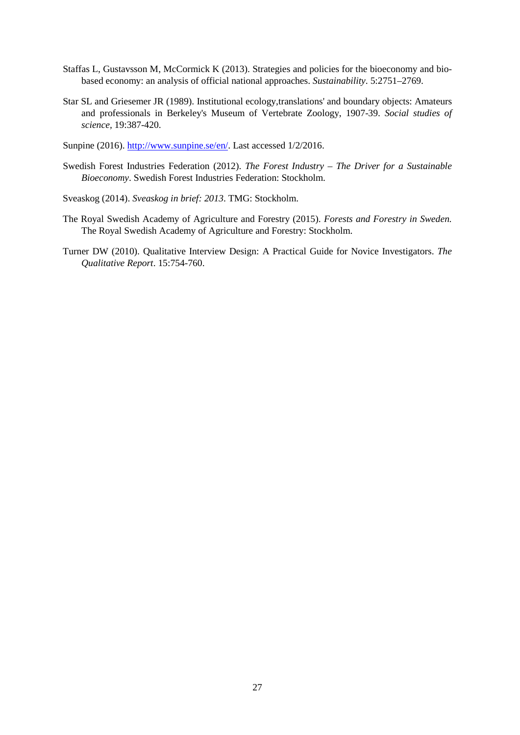Staffas L, Gustavsson M, McCormick K (2013). Strategies and policies for the bioeconomy and bio-based economy: an analysis of official national approaches. *Sustainability*. 5:2751–2769.

Star SL and Griesemer JR (1989). Institutional ecology,translations' and boundary objects: Amateurs and professionals in Berkeley's Museum of Vertebrate Zoology, 1907-39. *Social studies of science*, 19:387-420.

Sunpine (2016). http://www.sunpine.se/en/. Last accessed 1/2/2016.

Swedish Forest Industries Federation (2012). *The Forest Industry – The Driver for a Sustainable Bioeconomy*. Swedish Forest Industries Federation: Stockholm.

Sveaskog (2014). *Sveaskog in brief: 2013*. TMG: Stockholm.

The Royal Swedish Academy of Agriculture and Forestry (2015). *Forests and Forestry in Sweden.* The Royal Swedish Academy of Agriculture and Forestry: Stockholm.

Turner DW (2010). Qualitative Interview Design: A Practical Guide for Novice Investigators. *The Qualitative Report*. 15:754-760.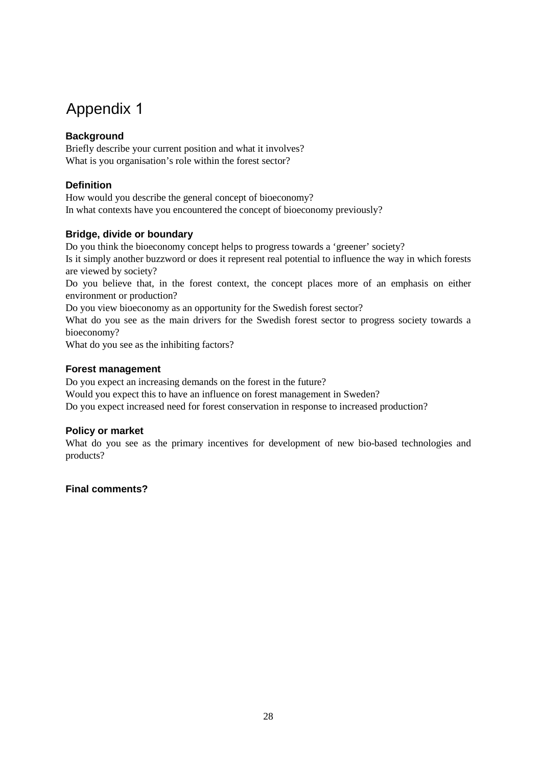# Appendix 1

### Background

Briefly describe your current position and what it involves?
What is you organisation’s role within the forest sector?

### Definition

How would you describe the general concept of bioeconomy?
In what contexts have you encountered the concept of bioeconomy previously?

### Bridge, divide or boundary

Do you think the bioeconomy concept helps to progress towards a ‘greener’ society?
Is it simply another buzzword or does it represent real potential to influence the way in which forests are viewed by society?
Do you believe that, in the forest context, the concept places more of an emphasis on either environment or production?
Do you view bioeconomy as an opportunity for the Swedish forest sector?
What do you see as the main drivers for the Swedish forest sector to progress society towards a bioeconomy?
What do you see as the inhibiting factors?

### Forest management

Do you expect an increasing demands on the forest in the future?
Would you expect this to have an influence on forest management in Sweden?
Do you expect increased need for forest conservation in response to increased production?

### Policy or market

What do you see as the primary incentives for development of new bio-based technologies and products?

### Final comments?